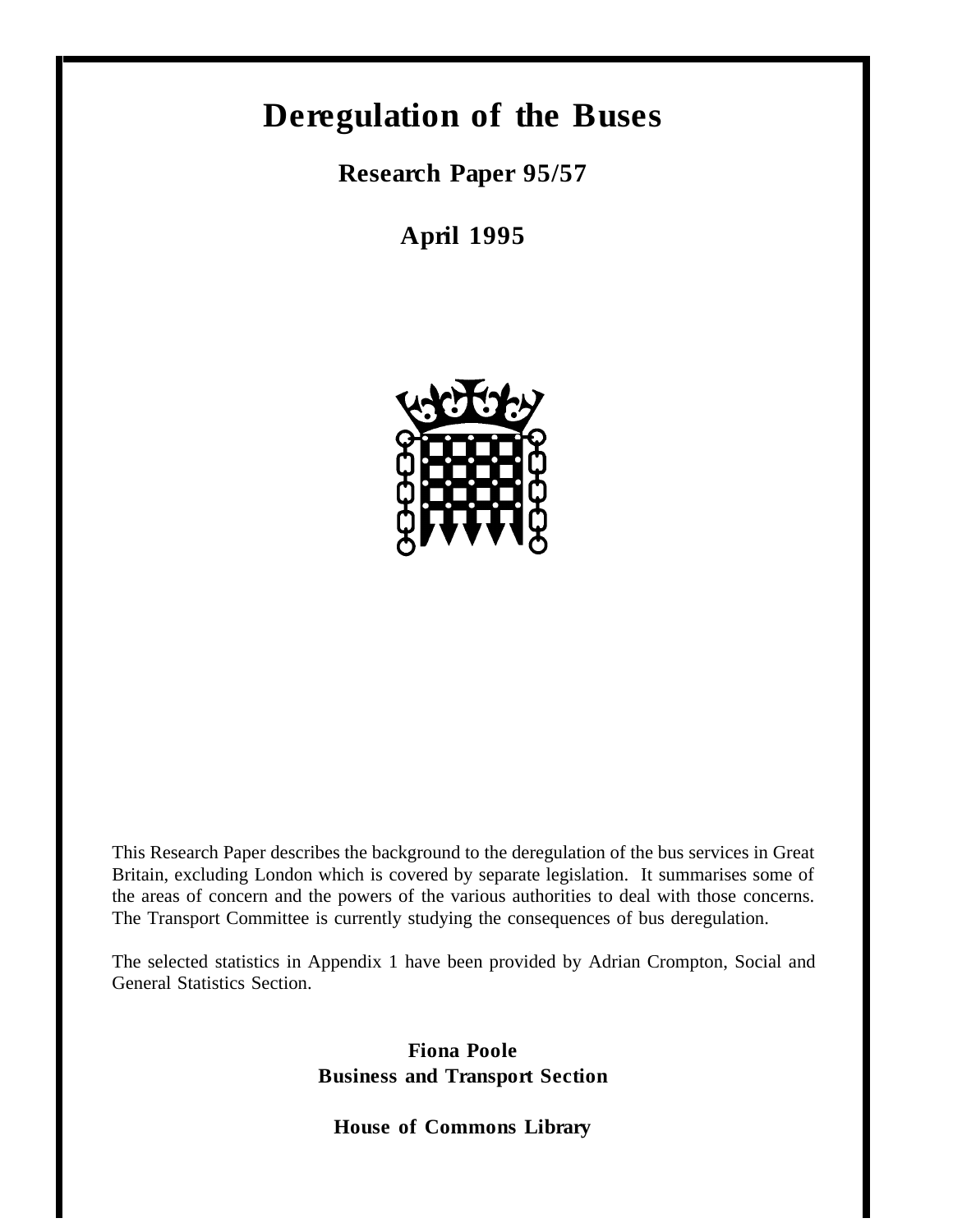# Deregulation of the Buses

**Research Paper 95/57**

**April 1995**

This Research Paper describes the background to the deregulation of the bus services in Great Britain, excluding London which is covered by separate legislation. It summarises some of the areas of concern and the powers of the various authorities to deal with those concerns. The Transport Committee is currently studying the consequences of bus deregulation.

The selected statistics in Appendix 1 have been provided by Adrian Crompton, Social and General Statistics Section.

**Fiona Poole**
**Business and Transport Section**

**House of Commons Library**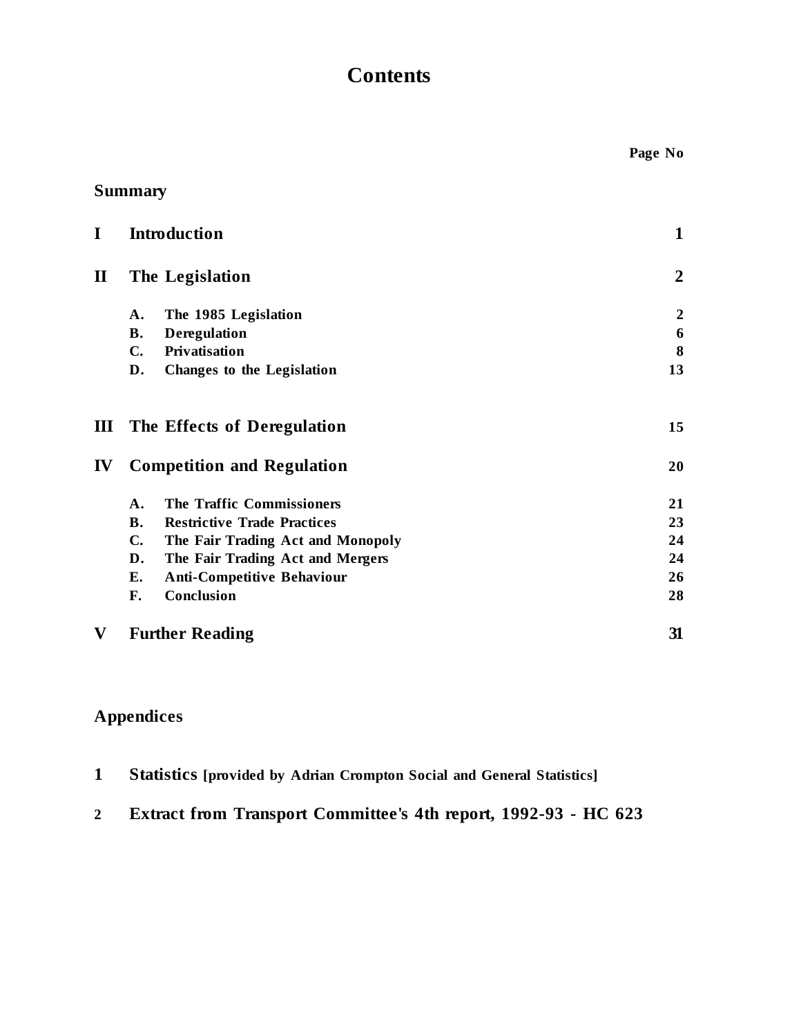# Contents

| | | Page No |
|---|---|---|
| **Summary** | | |
| **I** | **Introduction** | **1** |
| **II** | **The Legislation** | **2** |
| | **A. The 1985 Legislation** | **2** |
| | **B. Deregulation** | **6** |
| | **C. Privatisation** | **8** |
| | **D. Changes to the Legislation** | **13** |
| **III** | **The Effects of Deregulation** | **15** |
| **IV** | **Competition and Regulation** | **20** |
| | **A. The Traffic Commissioners** | **21** |
| | **B. Restrictive Trade Practices** | **23** |
| | **C. The Fair Trading Act and Monopoly** | **24** |
| | **D. The Fair Trading Act and Mergers** | **24** |
| | **E. Anti-Competitive Behaviour** | **26** |
| | **F. Conclusion** | **28** |
| **V** | **Further Reading** | **31** |

## Appendices

1. **Statistics [provided by Adrian Crompton Social and General Statistics]**
2. **Extract from Transport Committee's 4th report, 1992-93 - HC 623**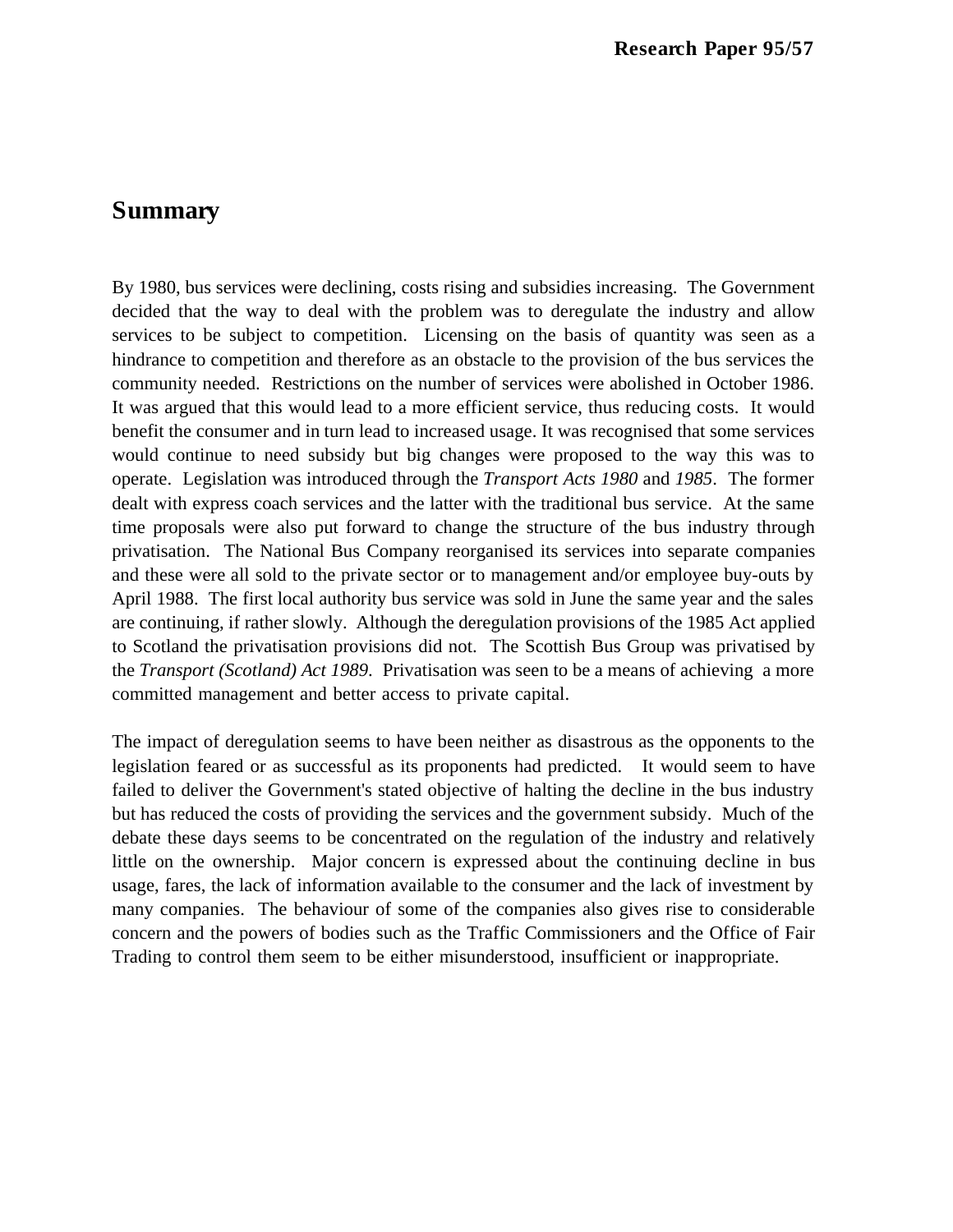## Summary

By 1980, bus services were declining, costs rising and subsidies increasing. The Government decided that the way to deal with the problem was to deregulate the industry and allow services to be subject to competition. Licensing on the basis of quantity was seen as a hindrance to competition and therefore as an obstacle to the provision of the bus services the community needed. Restrictions on the number of services were abolished in October 1986. It was argued that this would lead to a more efficient service, thus reducing costs. It would benefit the consumer and in turn lead to increased usage. It was recognised that some services would continue to need subsidy but big changes were proposed to the way this was to operate. Legislation was introduced through the *Transport Acts 1980* and *1985*. The former dealt with express coach services and the latter with the traditional bus service. At the same time proposals were also put forward to change the structure of the bus industry through privatisation. The National Bus Company reorganised its services into separate companies and these were all sold to the private sector or to management and/or employee buy-outs by April 1988. The first local authority bus service was sold in June the same year and the sales are continuing, if rather slowly. Although the deregulation provisions of the 1985 Act applied to Scotland the privatisation provisions did not. The Scottish Bus Group was privatised by the *Transport (Scotland) Act 1989*. Privatisation was seen to be a means of achieving a more committed management and better access to private capital.

The impact of deregulation seems to have been neither as disastrous as the opponents to the legislation feared or as successful as its proponents had predicted. It would seem to have failed to deliver the Government's stated objective of halting the decline in the bus industry but has reduced the costs of providing the services and the government subsidy. Much of the debate these days seems to be concentrated on the regulation of the industry and relatively little on the ownership. Major concern is expressed about the continuing decline in bus usage, fares, the lack of information available to the consumer and the lack of investment by many companies. The behaviour of some of the companies also gives rise to considerable concern and the powers of bodies such as the Traffic Commissioners and the Office of Fair Trading to control them seem to be either misunderstood, insufficient or inappropriate.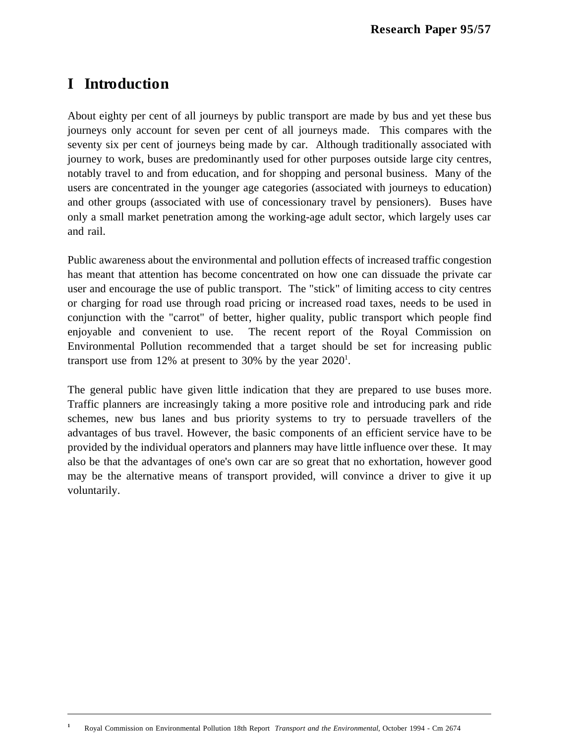# I Introduction

About eighty per cent of all journeys by public transport are made by bus and yet these bus journeys only account for seven per cent of all journeys made. This compares with the seventy six per cent of journeys being made by car. Although traditionally associated with journey to work, buses are predominantly used for other purposes outside large city centres, notably travel to and from education, and for shopping and personal business. Many of the users are concentrated in the younger age categories (associated with journeys to education) and other groups (associated with use of concessionary travel by pensioners). Buses have only a small market penetration among the working-age adult sector, which largely uses car and rail.

Public awareness about the environmental and pollution effects of increased traffic congestion has meant that attention has become concentrated on how one can dissuade the private car user and encourage the use of public transport. The "stick" of limiting access to city centres or charging for road use through road pricing or increased road taxes, needs to be used in conjunction with the "carrot" of better, higher quality, public transport which people find enjoyable and convenient to use. The recent report of the Royal Commission on Environmental Pollution recommended that a target should be set for increasing public transport use from 12% at present to 30% by the year 2020[1].

The general public have given little indication that they are prepared to use buses more. Traffic planners are increasingly taking a more positive role and introducing park and ride schemes, new bus lanes and bus priority systems to try to persuade travellers of the advantages of bus travel. However, the basic components of an efficient service have to be provided by the individual operators and planners may have little influence over these. It may also be that the advantages of one's own car are so great that no exhortation, however good may be the alternative means of transport provided, will convince a driver to give it up voluntarily.

---

[1] Royal Commission on Environmental Pollution 18th Report *Transport and the Environmental*, October 1994 - Cm 2674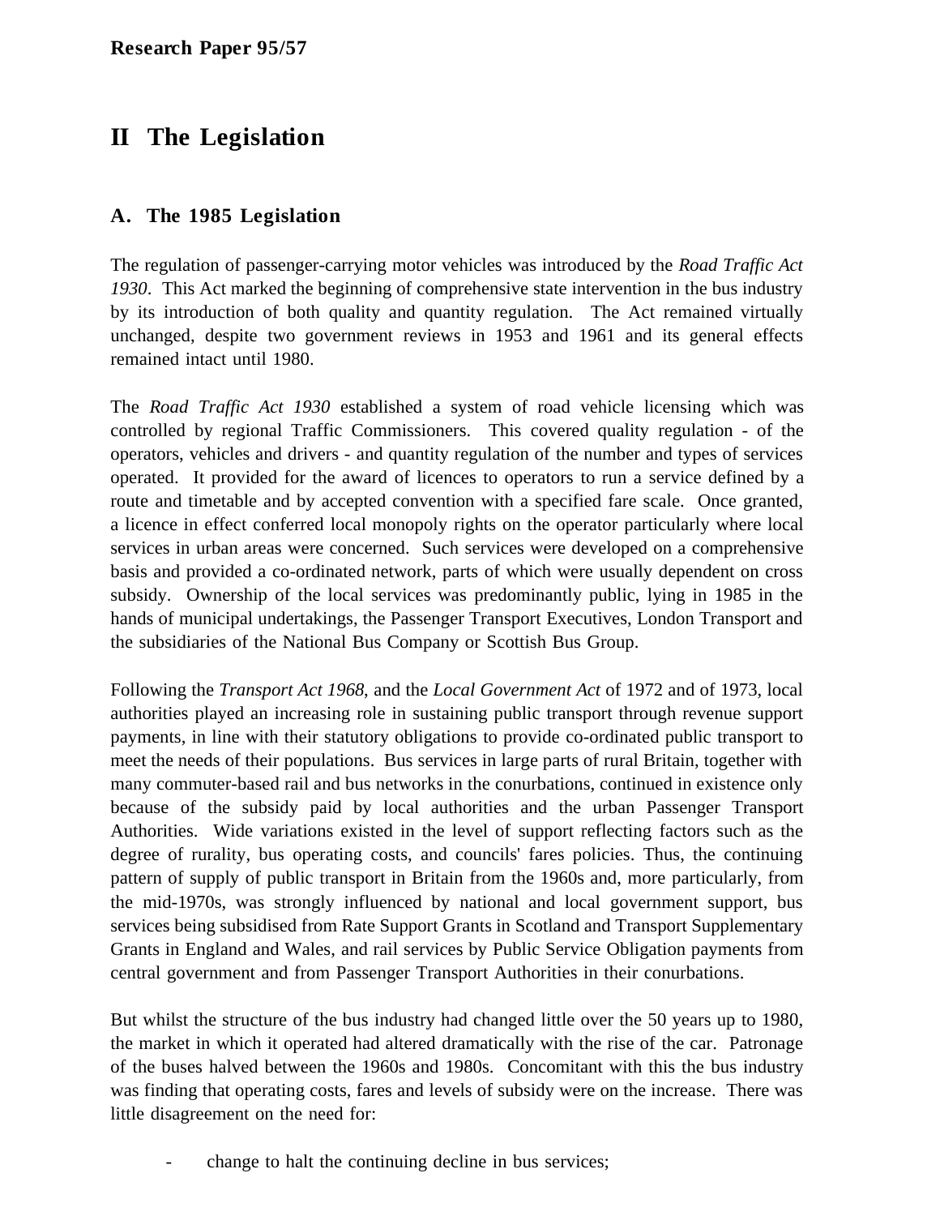# II The Legislation

## A. The 1985 Legislation

The regulation of passenger-carrying motor vehicles was introduced by the *Road Traffic Act 1930*. This Act marked the beginning of comprehensive state intervention in the bus industry by its introduction of both quality and quantity regulation. The Act remained virtually unchanged, despite two government reviews in 1953 and 1961 and its general effects remained intact until 1980.

The *Road Traffic Act 1930* established a system of road vehicle licensing which was controlled by regional Traffic Commissioners. This covered quality regulation - of the operators, vehicles and drivers - and quantity regulation of the number and types of services operated. It provided for the award of licences to operators to run a service defined by a route and timetable and by accepted convention with a specified fare scale. Once granted, a licence in effect conferred local monopoly rights on the operator particularly where local services in urban areas were concerned. Such services were developed on a comprehensive basis and provided a co-ordinated network, parts of which were usually dependent on cross subsidy. Ownership of the local services was predominantly public, lying in 1985 in the hands of municipal undertakings, the Passenger Transport Executives, London Transport and the subsidiaries of the National Bus Company or Scottish Bus Group.

Following the *Transport Act 1968*, and the *Local Government Act* of 1972 and of 1973, local authorities played an increasing role in sustaining public transport through revenue support payments, in line with their statutory obligations to provide co-ordinated public transport to meet the needs of their populations. Bus services in large parts of rural Britain, together with many commuter-based rail and bus networks in the conurbations, continued in existence only because of the subsidy paid by local authorities and the urban Passenger Transport Authorities. Wide variations existed in the level of support reflecting factors such as the degree of rurality, bus operating costs, and councils' fares policies. Thus, the continuing pattern of supply of public transport in Britain from the 1960s and, more particularly, from the mid-1970s, was strongly influenced by national and local government support, bus services being subsidised from Rate Support Grants in Scotland and Transport Supplementary Grants in England and Wales, and rail services by Public Service Obligation payments from central government and from Passenger Transport Authorities in their conurbations.

But whilst the structure of the bus industry had changed little over the 50 years up to 1980, the market in which it operated had altered dramatically with the rise of the car. Patronage of the buses halved between the 1960s and 1980s. Concomitant with this the bus industry was finding that operating costs, fares and levels of subsidy were on the increase. There was little disagreement on the need for:

- change to halt the continuing decline in bus services;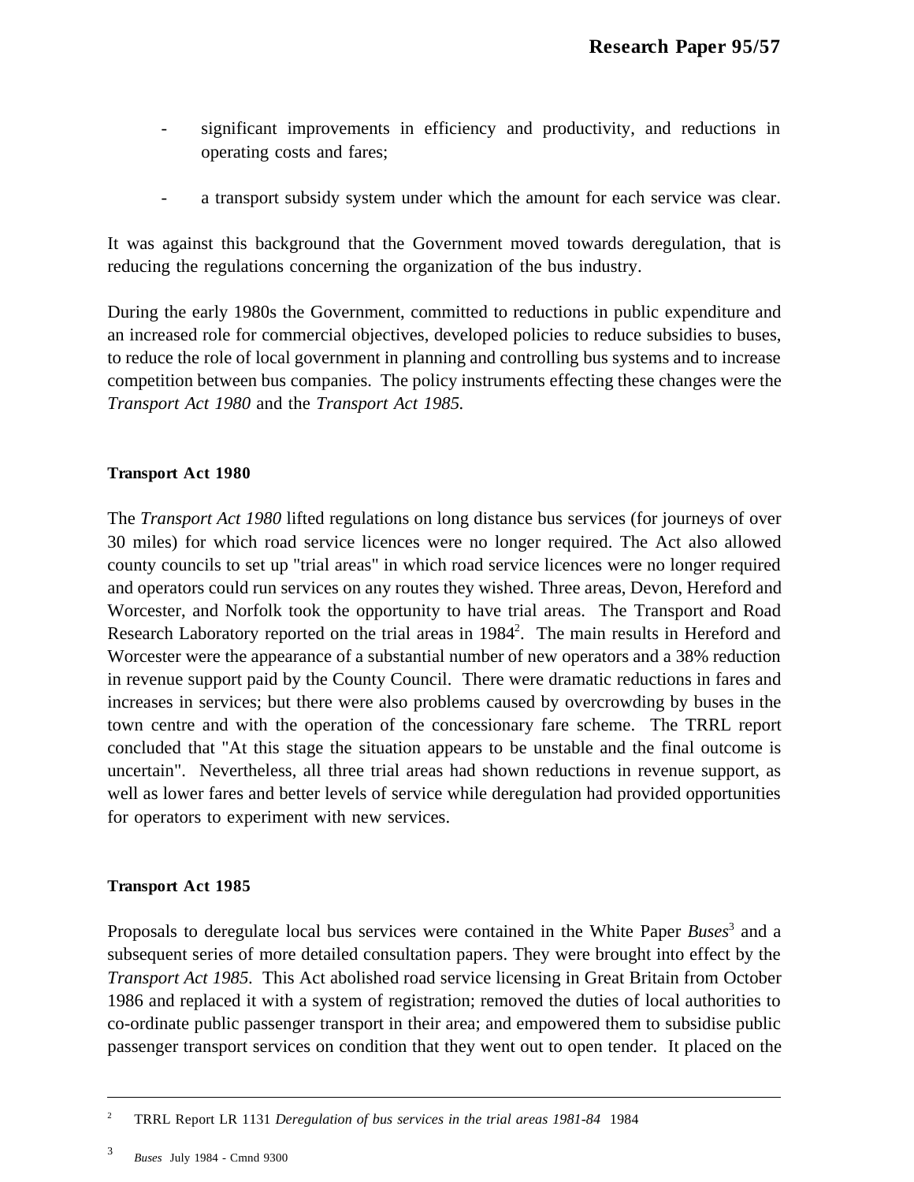- significant improvements in efficiency and productivity, and reductions in operating costs and fares;

- a transport subsidy system under which the amount for each service was clear.

It was against this background that the Government moved towards deregulation, that is reducing the regulations concerning the organization of the bus industry.

During the early 1980s the Government, committed to reductions in public expenditure and an increased role for commercial objectives, developed policies to reduce subsidies to buses, to reduce the role of local government in planning and controlling bus systems and to increase competition between bus companies. The policy instruments effecting these changes were the *Transport Act 1980* and the *Transport Act 1985.*

**Transport Act 1980**

The *Transport Act 1980* lifted regulations on long distance bus services (for journeys of over 30 miles) for which road service licences were no longer required. The Act also allowed county councils to set up "trial areas" in which road service licences were no longer required and operators could run services on any routes they wished. Three areas, Devon, Hereford and Worcester, and Norfolk took the opportunity to have trial areas. The Transport and Road Research Laboratory reported on the trial areas in 1984[2]. The main results in Hereford and Worcester were the appearance of a substantial number of new operators and a 38% reduction in revenue support paid by the County Council. There were dramatic reductions in fares and increases in services; but there were also problems caused by overcrowding by buses in the town centre and with the operation of the concessionary fare scheme. The TRRL report concluded that "At this stage the situation appears to be unstable and the final outcome is uncertain". Nevertheless, all three trial areas had shown reductions in revenue support, as well as lower fares and better levels of service while deregulation had provided opportunities for operators to experiment with new services.

**Transport Act 1985**

Proposals to deregulate local bus services were contained in the White Paper *Buses*[3] and a subsequent series of more detailed consultation papers. They were brought into effect by the *Transport Act 1985.* This Act abolished road service licensing in Great Britain from October 1986 and replaced it with a system of registration; removed the duties of local authorities to co-ordinate public passenger transport in their area; and empowered them to subsidise public passenger transport services on condition that they went out to open tender. It placed on the

---

[2] TRRL Report LR 1131 *Deregulation of bus services in the trial areas 1981-84* 1984

[3] *Buses* July 1984 - Cmnd 9300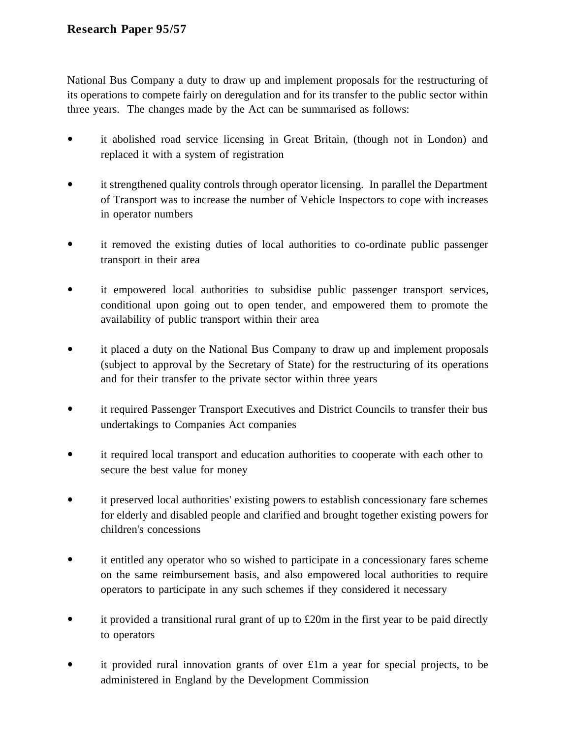National Bus Company a duty to draw up and implement proposals for the restructuring of its operations to compete fairly on deregulation and for its transfer to the public sector within three years. The changes made by the Act can be summarised as follows:

- it abolished road service licensing in Great Britain, (though not in London) and replaced it with a system of registration

- it strengthened quality controls through operator licensing. In parallel the Department of Transport was to increase the number of Vehicle Inspectors to cope with increases in operator numbers

- it removed the existing duties of local authorities to co-ordinate public passenger transport in their area

- it empowered local authorities to subsidise public passenger transport services, conditional upon going out to open tender, and empowered them to promote the availability of public transport within their area

- it placed a duty on the National Bus Company to draw up and implement proposals (subject to approval by the Secretary of State) for the restructuring of its operations and for their transfer to the private sector within three years

- it required Passenger Transport Executives and District Councils to transfer their bus undertakings to Companies Act companies

- it required local transport and education authorities to cooperate with each other to secure the best value for money

- it preserved local authorities' existing powers to establish concessionary fare schemes for elderly and disabled people and clarified and brought together existing powers for children's concessions

- it entitled any operator who so wished to participate in a concessionary fares scheme on the same reimbursement basis, and also empowered local authorities to require operators to participate in any such schemes if they considered it necessary

- it provided a transitional rural grant of up to £20m in the first year to be paid directly to operators

- it provided rural innovation grants of over £1m a year for special projects, to be administered in England by the Development Commission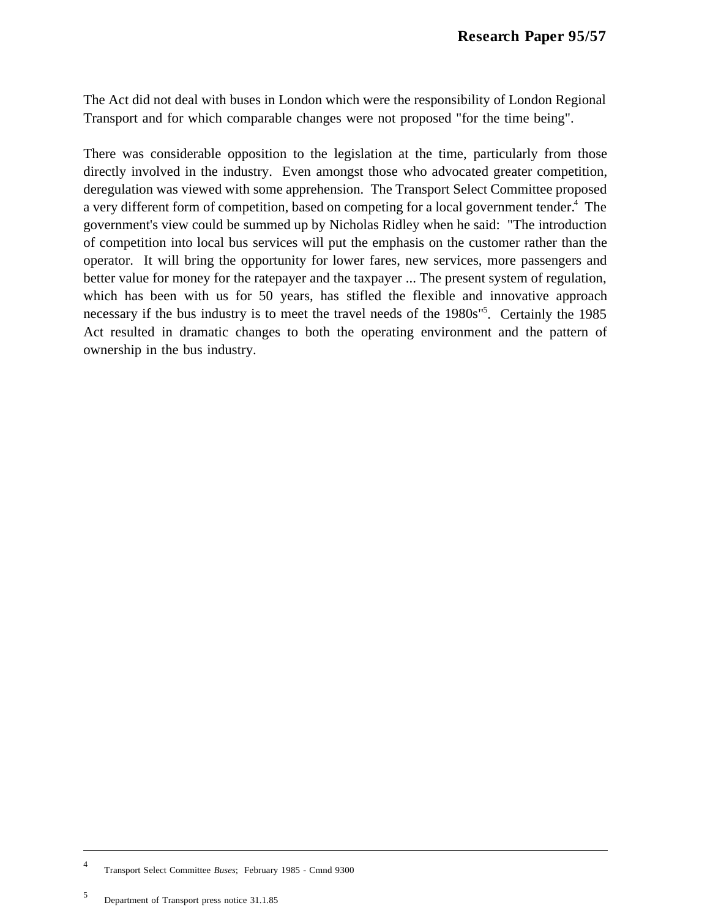The Act did not deal with buses in London which were the responsibility of London Regional Transport and for which comparable changes were not proposed "for the time being".

There was considerable opposition to the legislation at the time, particularly from those directly involved in the industry. Even amongst those who advocated greater competition, deregulation was viewed with some apprehension. The Transport Select Committee proposed a very different form of competition, based on competing for a local government tender.[4] The government's view could be summed up by Nicholas Ridley when he said: "The introduction of competition into local bus services will put the emphasis on the customer rather than the operator. It will bring the opportunity for lower fares, new services, more passengers and better value for money for the ratepayer and the taxpayer ... The present system of regulation, which has been with us for 50 years, has stifled the flexible and innovative approach necessary if the bus industry is to meet the travel needs of the 1980s"[5]. Certainly the 1985 Act resulted in dramatic changes to both the operating environment and the pattern of ownership in the bus industry.

---

[4] Transport Select Committee *Buses*; February 1985 - Cmnd 9300

[5] Department of Transport press notice 31.1.85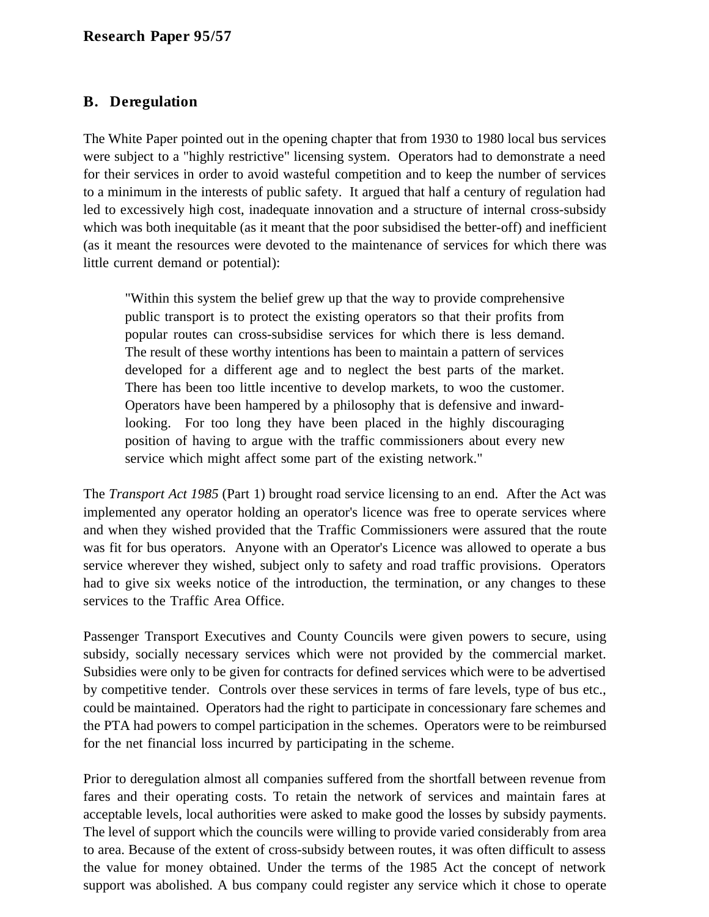## B. Deregulation

The White Paper pointed out in the opening chapter that from 1930 to 1980 local bus services were subject to a "highly restrictive" licensing system. Operators had to demonstrate a need for their services in order to avoid wasteful competition and to keep the number of services to a minimum in the interests of public safety. It argued that half a century of regulation had led to excessively high cost, inadequate innovation and a structure of internal cross-subsidy which was both inequitable (as it meant that the poor subsidised the better-off) and inefficient (as it meant the resources were devoted to the maintenance of services for which there was little current demand or potential):

> "Within this system the belief grew up that the way to provide comprehensive public transport is to protect the existing operators so that their profits from popular routes can cross-subsidise services for which there is less demand. The result of these worthy intentions has been to maintain a pattern of services developed for a different age and to neglect the best parts of the market. There has been too little incentive to develop markets, to woo the customer. Operators have been hampered by a philosophy that is defensive and inward-looking. For too long they have been placed in the highly discouraging position of having to argue with the traffic commissioners about every new service which might affect some part of the existing network."

The *Transport Act 1985* (Part 1) brought road service licensing to an end. After the Act was implemented any operator holding an operator's licence was free to operate services where and when they wished provided that the Traffic Commissioners were assured that the route was fit for bus operators. Anyone with an Operator's Licence was allowed to operate a bus service wherever they wished, subject only to safety and road traffic provisions. Operators had to give six weeks notice of the introduction, the termination, or any changes to these services to the Traffic Area Office.

Passenger Transport Executives and County Councils were given powers to secure, using subsidy, socially necessary services which were not provided by the commercial market. Subsidies were only to be given for contracts for defined services which were to be advertised by competitive tender. Controls over these services in terms of fare levels, type of bus etc., could be maintained. Operators had the right to participate in concessionary fare schemes and the PTA had powers to compel participation in the schemes. Operators were to be reimbursed for the net financial loss incurred by participating in the scheme.

Prior to deregulation almost all companies suffered from the shortfall between revenue from fares and their operating costs. To retain the network of services and maintain fares at acceptable levels, local authorities were asked to make good the losses by subsidy payments. The level of support which the councils were willing to provide varied considerably from area to area. Because of the extent of cross-subsidy between routes, it was often difficult to assess the value for money obtained. Under the terms of the 1985 Act the concept of network support was abolished. A bus company could register any service which it chose to operate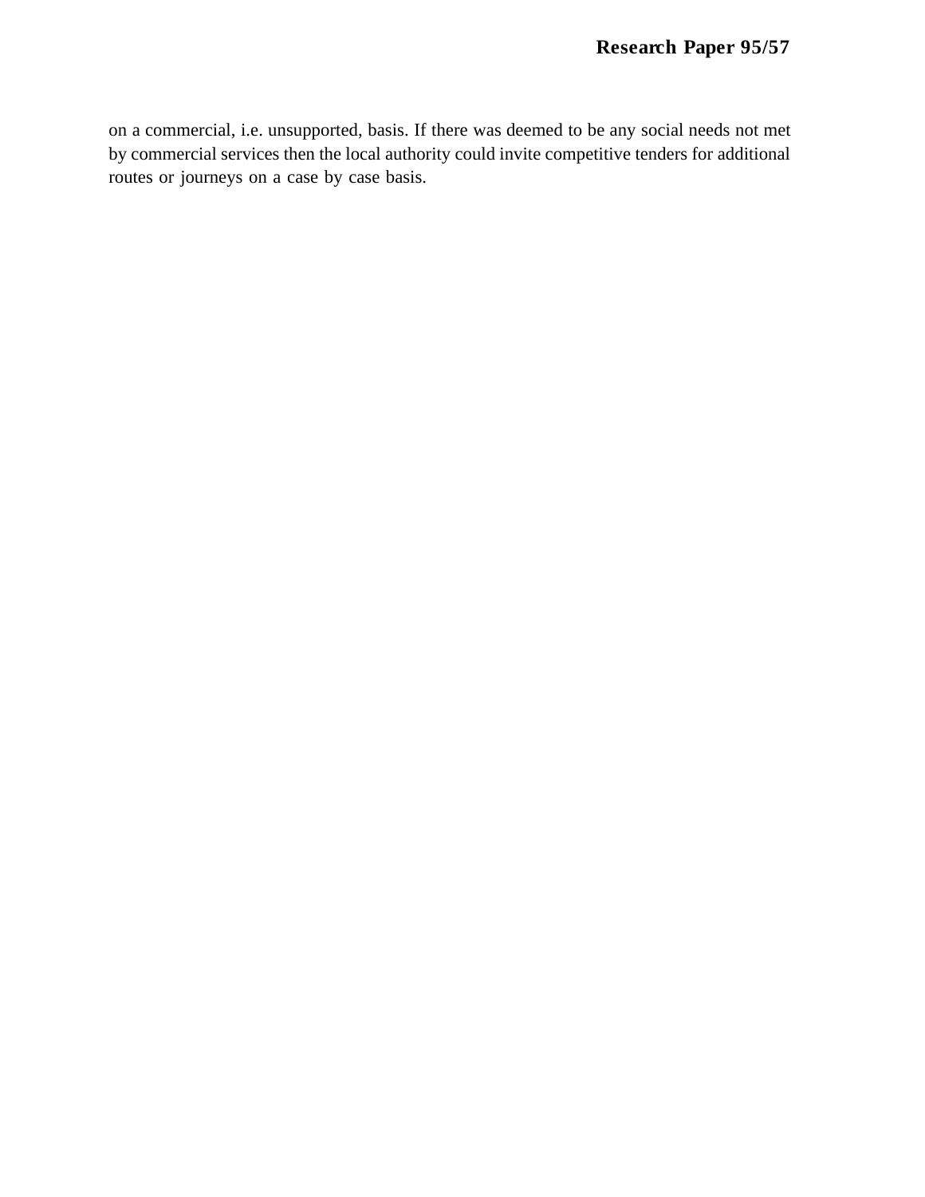on a commercial, i.e. unsupported, basis. If there was deemed to be any social needs not met by commercial services then the local authority could invite competitive tenders for additional routes or journeys on a case by case basis.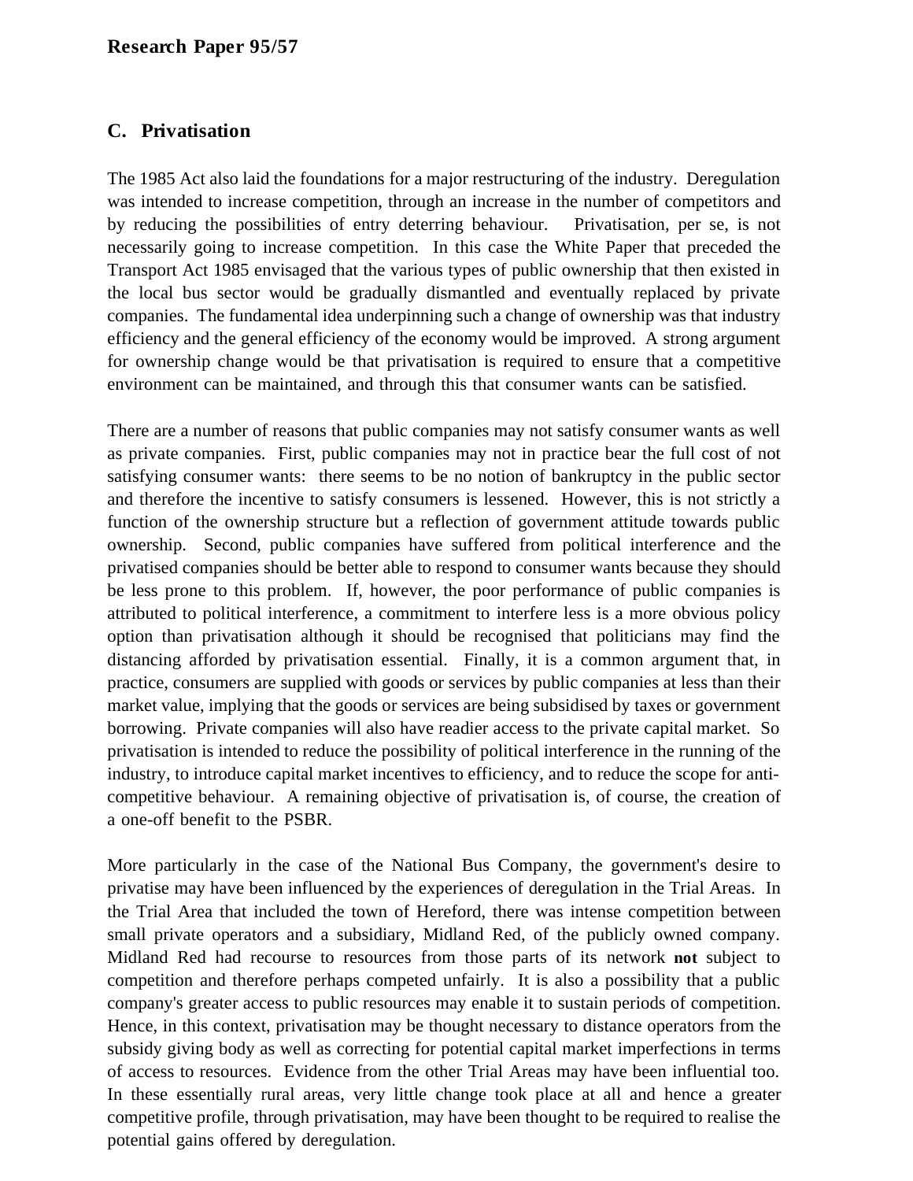## C. Privatisation

The 1985 Act also laid the foundations for a major restructuring of the industry. Deregulation was intended to increase competition, through an increase in the number of competitors and by reducing the possibilities of entry deterring behaviour. Privatisation, per se, is not necessarily going to increase competition. In this case the White Paper that preceded the Transport Act 1985 envisaged that the various types of public ownership that then existed in the local bus sector would be gradually dismantled and eventually replaced by private companies. The fundamental idea underpinning such a change of ownership was that industry efficiency and the general efficiency of the economy would be improved. A strong argument for ownership change would be that privatisation is required to ensure that a competitive environment can be maintained, and through this that consumer wants can be satisfied.

There are a number of reasons that public companies may not satisfy consumer wants as well as private companies. First, public companies may not in practice bear the full cost of not satisfying consumer wants: there seems to be no notion of bankruptcy in the public sector and therefore the incentive to satisfy consumers is lessened. However, this is not strictly a function of the ownership structure but a reflection of government attitude towards public ownership. Second, public companies have suffered from political interference and the privatised companies should be better able to respond to consumer wants because they should be less prone to this problem. If, however, the poor performance of public companies is attributed to political interference, a commitment to interfere less is a more obvious policy option than privatisation although it should be recognised that politicians may find the distancing afforded by privatisation essential. Finally, it is a common argument that, in practice, consumers are supplied with goods or services by public companies at less than their market value, implying that the goods or services are being subsidised by taxes or government borrowing. Private companies will also have readier access to the private capital market. So privatisation is intended to reduce the possibility of political interference in the running of the industry, to introduce capital market incentives to efficiency, and to reduce the scope for anti-competitive behaviour. A remaining objective of privatisation is, of course, the creation of a one-off benefit to the PSBR.

More particularly in the case of the National Bus Company, the government's desire to privatise may have been influenced by the experiences of deregulation in the Trial Areas. In the Trial Area that included the town of Hereford, there was intense competition between small private operators and a subsidiary, Midland Red, of the publicly owned company. Midland Red had recourse to resources from those parts of its network **not** subject to competition and therefore perhaps competed unfairly. It is also a possibility that a public company's greater access to public resources may enable it to sustain periods of competition. Hence, in this context, privatisation may be thought necessary to distance operators from the subsidy giving body as well as correcting for potential capital market imperfections in terms of access to resources. Evidence from the other Trial Areas may have been influential too. In these essentially rural areas, very little change took place at all and hence a greater competitive profile, through privatisation, may have been thought to be required to realise the potential gains offered by deregulation.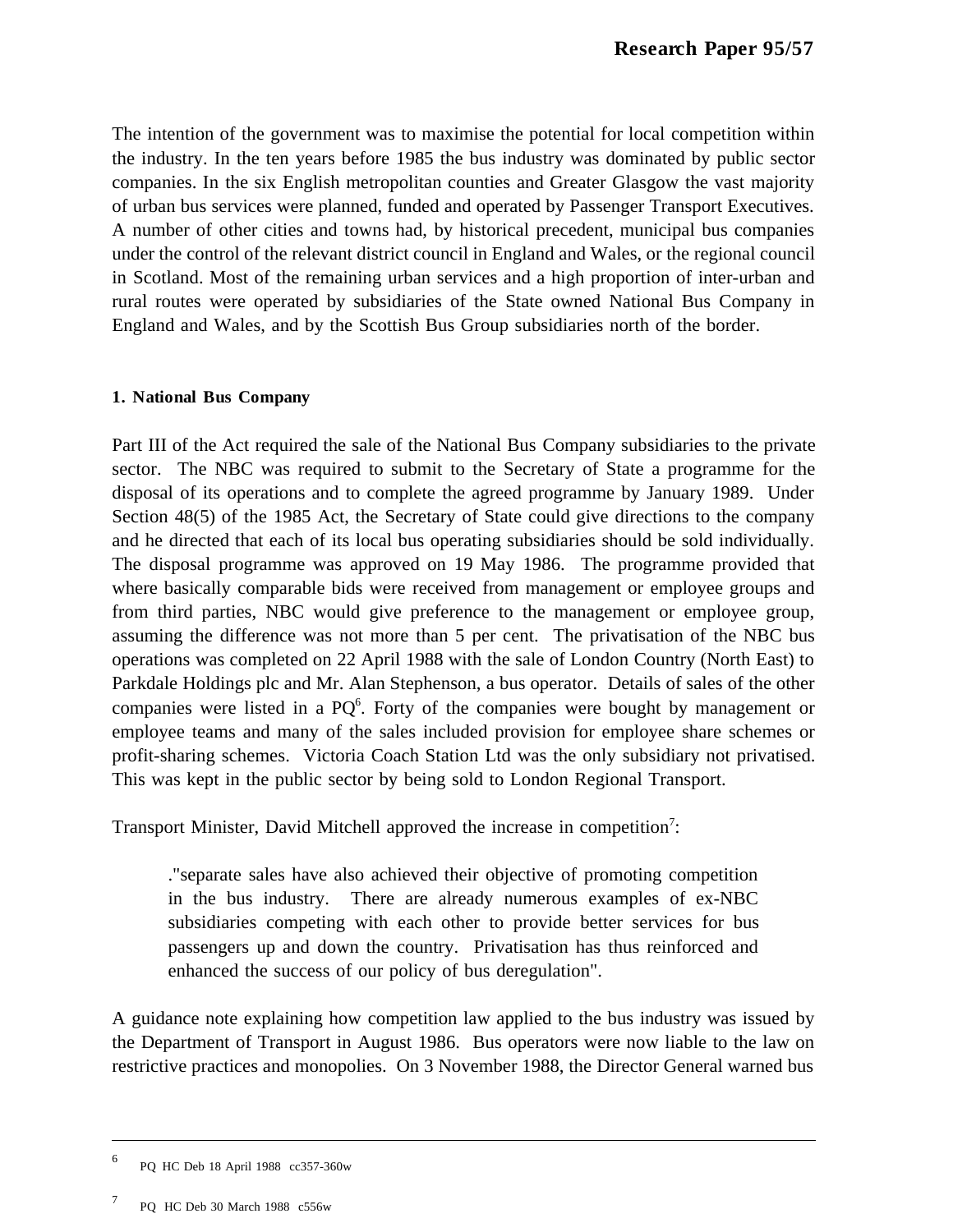The intention of the government was to maximise the potential for local competition within the industry. In the ten years before 1985 the bus industry was dominated by public sector companies. In the six English metropolitan counties and Greater Glasgow the vast majority of urban bus services were planned, funded and operated by Passenger Transport Executives. A number of other cities and towns had, by historical precedent, municipal bus companies under the control of the relevant district council in England and Wales, or the regional council in Scotland. Most of the remaining urban services and a high proportion of inter-urban and rural routes were operated by subsidiaries of the State owned National Bus Company in England and Wales, and by the Scottish Bus Group subsidiaries north of the border.

#### 1. National Bus Company

Part III of the Act required the sale of the National Bus Company subsidiaries to the private sector. The NBC was required to submit to the Secretary of State a programme for the disposal of its operations and to complete the agreed programme by January 1989. Under Section 48(5) of the 1985 Act, the Secretary of State could give directions to the company and he directed that each of its local bus operating subsidiaries should be sold individually. The disposal programme was approved on 19 May 1986. The programme provided that where basically comparable bids were received from management or employee groups and from third parties, NBC would give preference to the management or employee group, assuming the difference was not more than 5 per cent. The privatisation of the NBC bus operations was completed on 22 April 1988 with the sale of London Country (North East) to Parkdale Holdings plc and Mr. Alan Stephenson, a bus operator. Details of sales of the other companies were listed in a PQ[6]. Forty of the companies were bought by management or employee teams and many of the sales included provision for employee share schemes or profit-sharing schemes. Victoria Coach Station Ltd was the only subsidiary not privatised. This was kept in the public sector by being sold to London Regional Transport.

Transport Minister, David Mitchell approved the increase in competition[7]:

> ."separate sales have also achieved their objective of promoting competition in the bus industry. There are already numerous examples of ex-NBC subsidiaries competing with each other to provide better services for bus passengers up and down the country. Privatisation has thus reinforced and enhanced the success of our policy of bus deregulation".

A guidance note explaining how competition law applied to the bus industry was issued by the Department of Transport in August 1986. Bus operators were now liable to the law on restrictive practices and monopolies. On 3 November 1988, the Director General warned bus

---

6 PQ HC Deb 18 April 1988 cc357-360w

7 PQ HC Deb 30 March 1988 c556w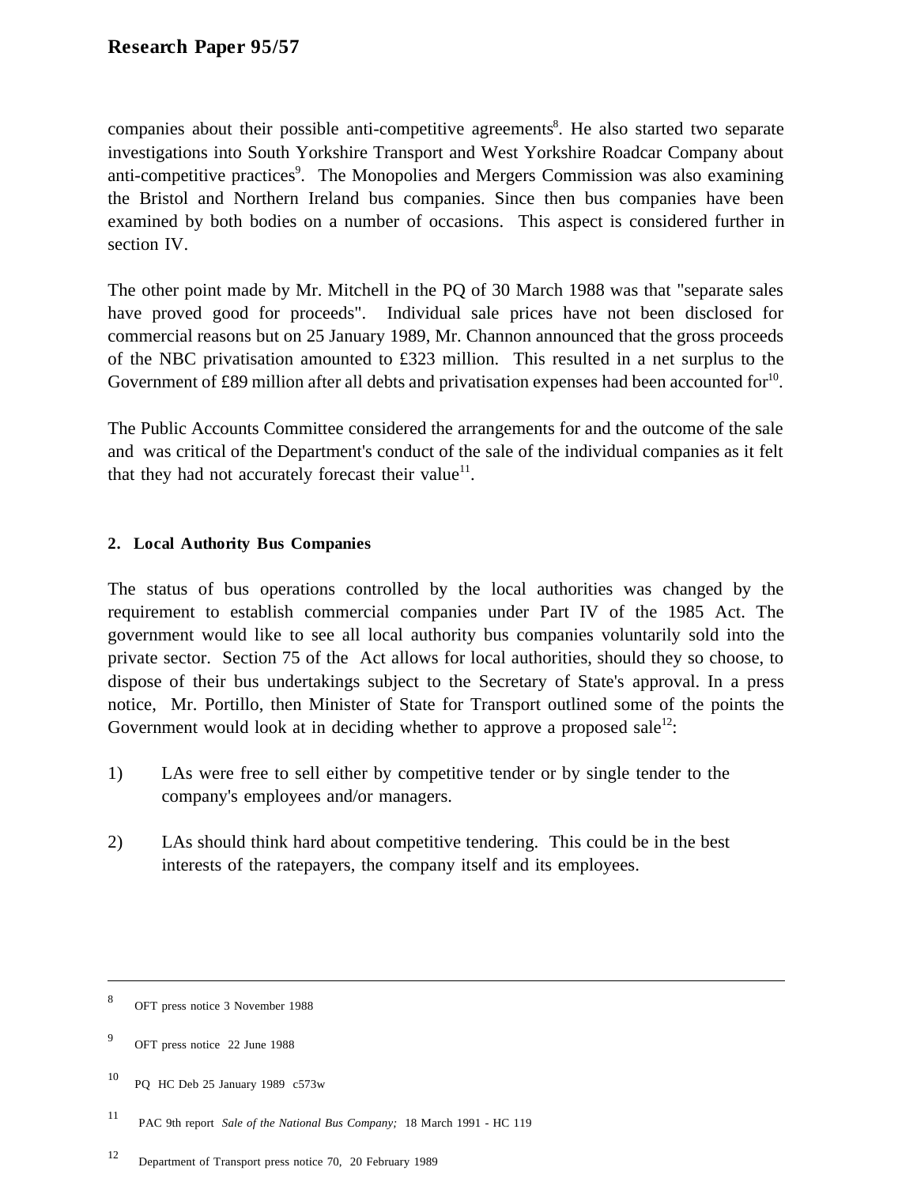companies about their possible anti-competitive agreements[8]. He also started two separate investigations into South Yorkshire Transport and West Yorkshire Roadcar Company about anti-competitive practices[9]. The Monopolies and Mergers Commission was also examining the Bristol and Northern Ireland bus companies. Since then bus companies have been examined by both bodies on a number of occasions. This aspect is considered further in section IV.

The other point made by Mr. Mitchell in the PQ of 30 March 1988 was that "separate sales have proved good for proceeds". Individual sale prices have not been disclosed for commercial reasons but on 25 January 1989, Mr. Channon announced that the gross proceeds of the NBC privatisation amounted to £323 million. This resulted in a net surplus to the Government of £89 million after all debts and privatisation expenses had been accounted for[10].

The Public Accounts Committee considered the arrangements for and the outcome of the sale and was critical of the Department's conduct of the sale of the individual companies as it felt that they had not accurately forecast their value[11].

#### 2. Local Authority Bus Companies

The status of bus operations controlled by the local authorities was changed by the requirement to establish commercial companies under Part IV of the 1985 Act. The government would like to see all local authority bus companies voluntarily sold into the private sector. Section 75 of the Act allows for local authorities, should they so choose, to dispose of their bus undertakings subject to the Secretary of State's approval. In a press notice, Mr. Portillo, then Minister of State for Transport outlined some of the points the Government would look at in deciding whether to approve a proposed sale[12]:

1) LAs were free to sell either by competitive tender or by single tender to the company's employees and/or managers.

2) LAs should think hard about competitive tendering. This could be in the best interests of the ratepayers, the company itself and its employees.

---

[8] OFT press notice 3 November 1988

[9] OFT press notice 22 June 1988

[10] PQ HC Deb 25 January 1989 c573w

[11] PAC 9th report *Sale of the National Bus Company;* 18 March 1991 - HC 119

[12] Department of Transport press notice 70, 20 February 1989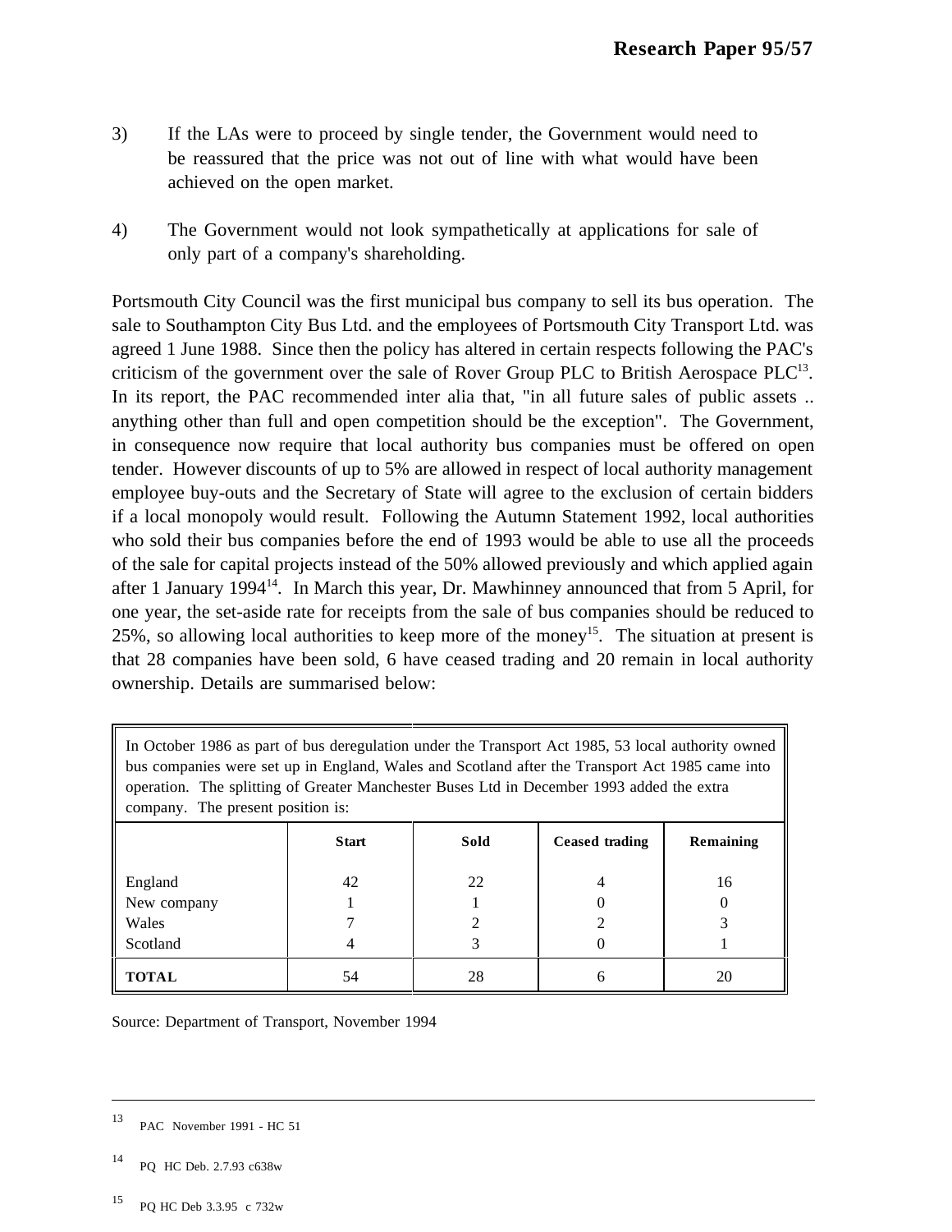3) If the LAs were to proceed by single tender, the Government would need to be reassured that the price was not out of line with what would have been achieved on the open market.

4) The Government would not look sympathetically at applications for sale of only part of a company's shareholding.

Portsmouth City Council was the first municipal bus company to sell its bus operation. The sale to Southampton City Bus Ltd. and the employees of Portsmouth City Transport Ltd. was agreed 1 June 1988. Since then the policy has altered in certain respects following the PAC's criticism of the government over the sale of Rover Group PLC to British Aerospace PLC[13]. In its report, the PAC recommended inter alia that, "in all future sales of public assets .. anything other than full and open competition should be the exception". The Government, in consequence now require that local authority bus companies must be offered on open tender. However discounts of up to 5% are allowed in respect of local authority management employee buy-outs and the Secretary of State will agree to the exclusion of certain bidders if a local monopoly would result. Following the Autumn Statement 1992, local authorities who sold their bus companies before the end of 1993 would be able to use all the proceeds of the sale for capital projects instead of the 50% allowed previously and which applied again after 1 January 1994[14]. In March this year, Dr. Mawhinney announced that from 5 April, for one year, the set-aside rate for receipts from the sale of bus companies should be reduced to 25%, so allowing local authorities to keep more of the money[15]. The situation at present is that 28 companies have been sold, 6 have ceased trading and 20 remain in local authority ownership. Details are summarised below:

In October 1986 as part of bus deregulation under the Transport Act 1985, 53 local authority owned bus companies were set up in England, Wales and Scotland after the Transport Act 1985 came into operation. The splitting of Greater Manchester Buses Ltd in December 1993 added the extra company. The present position is:

| | Start | Sold | Ceased trading | Remaining |
|---|---|---|---|---|
| England | 42 | 22 | 4 | 16 |
| New company | 1 | 1 | 0 | 0 |
| Wales | 7 | 2 | 2 | 3 |
| Scotland | 4 | 3 | 0 | 1 |
| **TOTAL** | 54 | 28 | 6 | 20 |

Source: Department of Transport, November 1994

---

13 PAC November 1991 - HC 51

14 PQ HC Deb. 2.7.93 c638w

15 PQ HC Deb 3.3.95 c 732w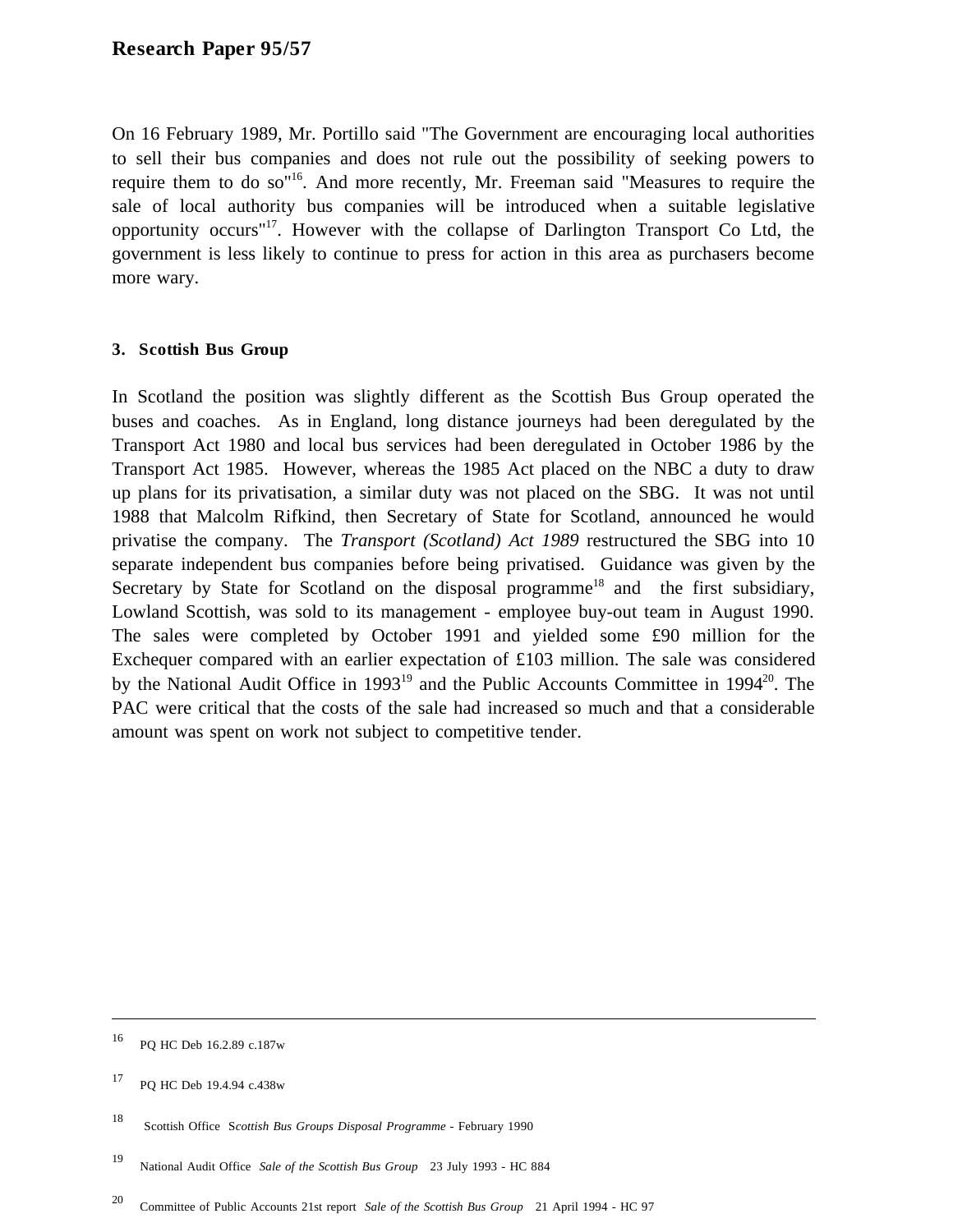On 16 February 1989, Mr. Portillo said "The Government are encouraging local authorities to sell their bus companies and does not rule out the possibility of seeking powers to require them to do so"[16]. And more recently, Mr. Freeman said "Measures to require the sale of local authority bus companies will be introduced when a suitable legislative opportunity occurs"[17]. However with the collapse of Darlington Transport Co Ltd, the government is less likely to continue to press for action in this area as purchasers become more wary.

### 3. Scottish Bus Group

In Scotland the position was slightly different as the Scottish Bus Group operated the buses and coaches. As in England, long distance journeys had been deregulated by the Transport Act 1980 and local bus services had been deregulated in October 1986 by the Transport Act 1985. However, whereas the 1985 Act placed on the NBC a duty to draw up plans for its privatisation, a similar duty was not placed on the SBG. It was not until 1988 that Malcolm Rifkind, then Secretary of State for Scotland, announced he would privatise the company. The *Transport (Scotland) Act 1989* restructured the SBG into 10 separate independent bus companies before being privatised. Guidance was given by the Secretary by State for Scotland on the disposal programme[18] and the first subsidiary, Lowland Scottish, was sold to its management - employee buy-out team in August 1990. The sales were completed by October 1991 and yielded some £90 million for the Exchequer compared with an earlier expectation of £103 million. The sale was considered by the National Audit Office in 1993[19] and the Public Accounts Committee in 1994[20]. The PAC were critical that the costs of the sale had increased so much and that a considerable amount was spent on work not subject to competitive tender.

---

[16] PQ HC Deb 16.2.89 c.187w

[17] PQ HC Deb 19.4.94 c.438w

[18] Scottish Office *Scottish Bus Groups Disposal Programme* - February 1990

[19] National Audit Office *Sale of the Scottish Bus Group* 23 July 1993 - HC 884

[20] Committee of Public Accounts 21st report *Sale of the Scottish Bus Group* 21 April 1994 - HC 97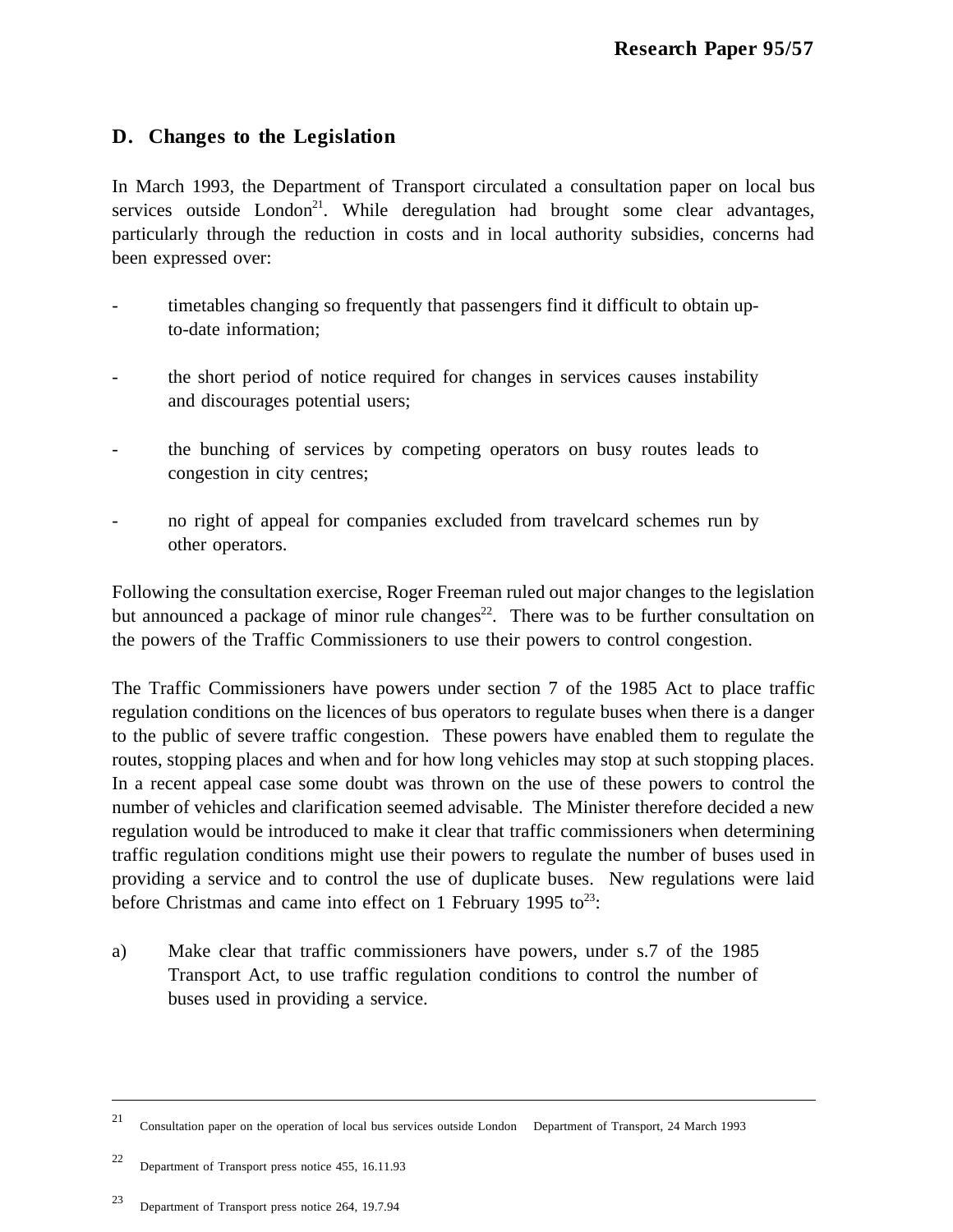## D. Changes to the Legislation

In March 1993, the Department of Transport circulated a consultation paper on local bus services outside London[21]. While deregulation had brought some clear advantages, particularly through the reduction in costs and in local authority subsidies, concerns had been expressed over:

- timetables changing so frequently that passengers find it difficult to obtain up-to-date information;
- the short period of notice required for changes in services causes instability and discourages potential users;
- the bunching of services by competing operators on busy routes leads to congestion in city centres;
- no right of appeal for companies excluded from travelcard schemes run by other operators.

Following the consultation exercise, Roger Freeman ruled out major changes to the legislation but announced a package of minor rule changes[22]. There was to be further consultation on the powers of the Traffic Commissioners to use their powers to control congestion.

The Traffic Commissioners have powers under section 7 of the 1985 Act to place traffic regulation conditions on the licences of bus operators to regulate buses when there is a danger to the public of severe traffic congestion. These powers have enabled them to regulate the routes, stopping places and when and for how long vehicles may stop at such stopping places. In a recent appeal case some doubt was thrown on the use of these powers to control the number of vehicles and clarification seemed advisable. The Minister therefore decided a new regulation would be introduced to make it clear that traffic commissioners when determining traffic regulation conditions might use their powers to regulate the number of buses used in providing a service and to control the use of duplicate buses. New regulations were laid before Christmas and came into effect on 1 February 1995 to[23]:

a) Make clear that traffic commissioners have powers, under s.7 of the 1985 Transport Act, to use traffic regulation conditions to control the number of buses used in providing a service.

---

[21] Consultation paper on the operation of local bus services outside London Department of Transport, 24 March 1993

[22] Department of Transport press notice 455, 16.11.93

[23] Department of Transport press notice 264, 19.7.94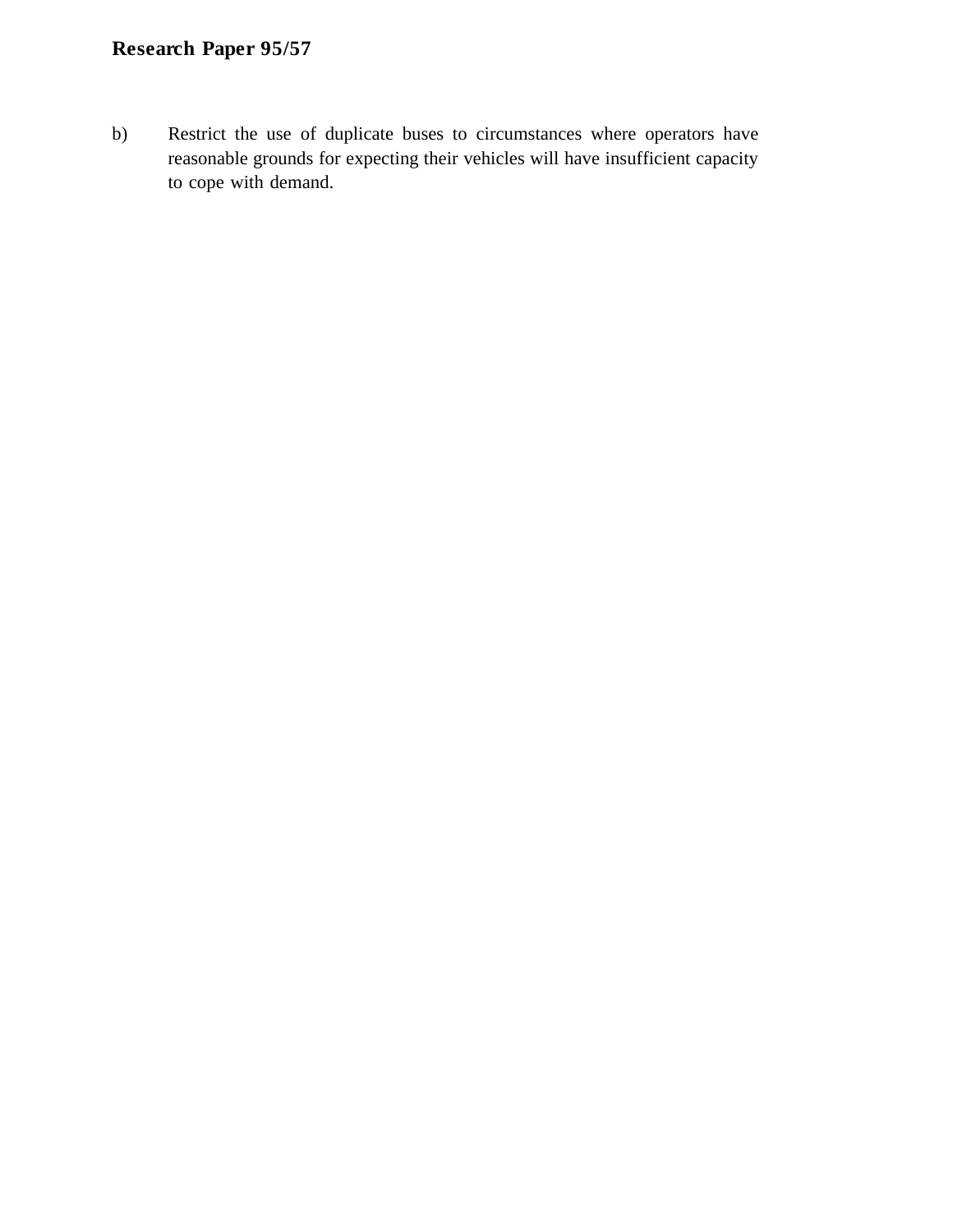b) Restrict the use of duplicate buses to circumstances where operators have reasonable grounds for expecting their vehicles will have insufficient capacity to cope with demand.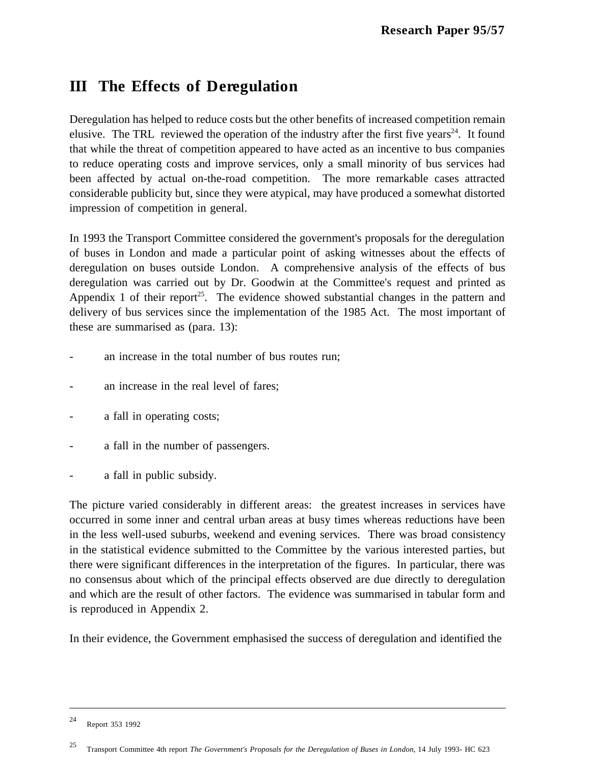# III The Effects of Deregulation

Deregulation has helped to reduce costs but the other benefits of increased competition remain elusive. The TRL reviewed the operation of the industry after the first five years[24]. It found that while the threat of competition appeared to have acted as an incentive to bus companies to reduce operating costs and improve services, only a small minority of bus services had been affected by actual on-the-road competition. The more remarkable cases attracted considerable publicity but, since they were atypical, may have produced a somewhat distorted impression of competition in general.

In 1993 the Transport Committee considered the government's proposals for the deregulation of buses in London and made a particular point of asking witnesses about the effects of deregulation on buses outside London. A comprehensive analysis of the effects of bus deregulation was carried out by Dr. Goodwin at the Committee's request and printed as Appendix 1 of their report[25]. The evidence showed substantial changes in the pattern and delivery of bus services since the implementation of the 1985 Act. The most important of these are summarised as (para. 13):

- an increase in the total number of bus routes run;
- an increase in the real level of fares;
- a fall in operating costs;
- a fall in the number of passengers.
- a fall in public subsidy.

The picture varied considerably in different areas: the greatest increases in services have occurred in some inner and central urban areas at busy times whereas reductions have been in the less well-used suburbs, weekend and evening services. There was broad consistency in the statistical evidence submitted to the Committee by the various interested parties, but there were significant differences in the interpretation of the figures. In particular, there was no consensus about which of the principal effects observed are due directly to deregulation and which are the result of other factors. The evidence was summarised in tabular form and is reproduced in Appendix 2.

In their evidence, the Government emphasised the success of deregulation and identified the

---

[24] Report 353 1992

[25] Transport Committee 4th report *The Government's Proposals for the Deregulation of Buses in London,* 14 July 1993- HC 623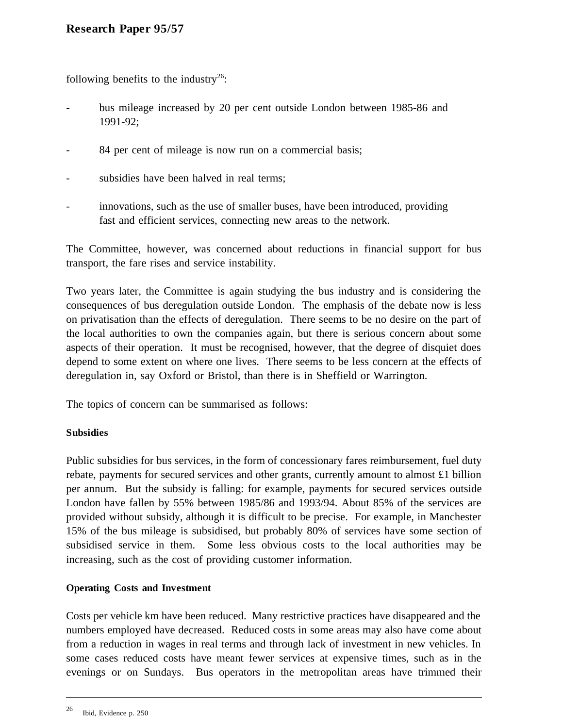following benefits to the industry[26]:

- bus mileage increased by 20 per cent outside London between 1985-86 and 1991-92;
- 84 per cent of mileage is now run on a commercial basis;
- subsidies have been halved in real terms;
- innovations, such as the use of smaller buses, have been introduced, providing fast and efficient services, connecting new areas to the network.

The Committee, however, was concerned about reductions in financial support for bus transport, the fare rises and service instability.

Two years later, the Committee is again studying the bus industry and is considering the consequences of bus deregulation outside London. The emphasis of the debate now is less on privatisation than the effects of deregulation. There seems to be no desire on the part of the local authorities to own the companies again, but there is serious concern about some aspects of their operation. It must be recognised, however, that the degree of disquiet does depend to some extent on where one lives. There seems to be less concern at the effects of deregulation in, say Oxford or Bristol, than there is in Sheffield or Warrington.

The topics of concern can be summarised as follows:

**Subsidies**

Public subsidies for bus services, in the form of concessionary fares reimbursement, fuel duty rebate, payments for secured services and other grants, currently amount to almost £1 billion per annum. But the subsidy is falling: for example, payments for secured services outside London have fallen by 55% between 1985/86 and 1993/94. About 85% of the services are provided without subsidy, although it is difficult to be precise. For example, in Manchester 15% of the bus mileage is subsidised, but probably 80% of services have some section of subsidised service in them. Some less obvious costs to the local authorities may be increasing, such as the cost of providing customer information.

**Operating Costs and Investment**

Costs per vehicle km have been reduced. Many restrictive practices have disappeared and the numbers employed have decreased. Reduced costs in some areas may also have come about from a reduction in wages in real terms and through lack of investment in new vehicles. In some cases reduced costs have meant fewer services at expensive times, such as in the evenings or on Sundays. Bus operators in the metropolitan areas have trimmed their

---

[26] Ibid, Evidence p. 250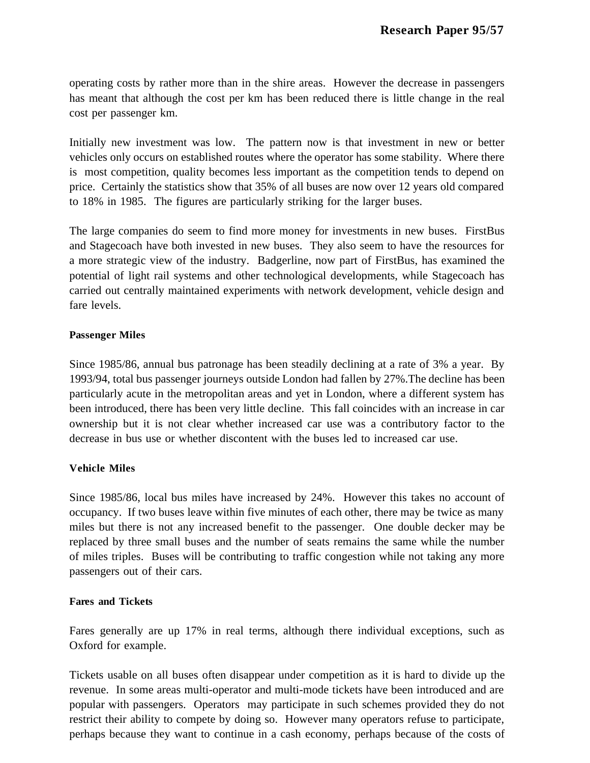operating costs by rather more than in the shire areas. However the decrease in passengers has meant that although the cost per km has been reduced there is little change in the real cost per passenger km.

Initially new investment was low. The pattern now is that investment in new or better vehicles only occurs on established routes where the operator has some stability. Where there is most competition, quality becomes less important as the competition tends to depend on price. Certainly the statistics show that 35% of all buses are now over 12 years old compared to 18% in 1985. The figures are particularly striking for the larger buses.

The large companies do seem to find more money for investments in new buses. FirstBus and Stagecoach have both invested in new buses. They also seem to have the resources for a more strategic view of the industry. Badgerline, now part of FirstBus, has examined the potential of light rail systems and other technological developments, while Stagecoach has carried out centrally maintained experiments with network development, vehicle design and fare levels.

#### Passenger Miles

Since 1985/86, annual bus patronage has been steadily declining at a rate of 3% a year. By 1993/94, total bus passenger journeys outside London had fallen by 27%.The decline has been particularly acute in the metropolitan areas and yet in London, where a different system has been introduced, there has been very little decline. This fall coincides with an increase in car ownership but it is not clear whether increased car use was a contributory factor to the decrease in bus use or whether discontent with the buses led to increased car use.

#### Vehicle Miles

Since 1985/86, local bus miles have increased by 24%. However this takes no account of occupancy. If two buses leave within five minutes of each other, there may be twice as many miles but there is not any increased benefit to the passenger. One double decker may be replaced by three small buses and the number of seats remains the same while the number of miles triples. Buses will be contributing to traffic congestion while not taking any more passengers out of their cars.

#### Fares and Tickets

Fares generally are up 17% in real terms, although there individual exceptions, such as Oxford for example.

Tickets usable on all buses often disappear under competition as it is hard to divide up the revenue. In some areas multi-operator and multi-mode tickets have been introduced and are popular with passengers. Operators may participate in such schemes provided they do not restrict their ability to compete by doing so. However many operators refuse to participate, perhaps because they want to continue in a cash economy, perhaps because of the costs of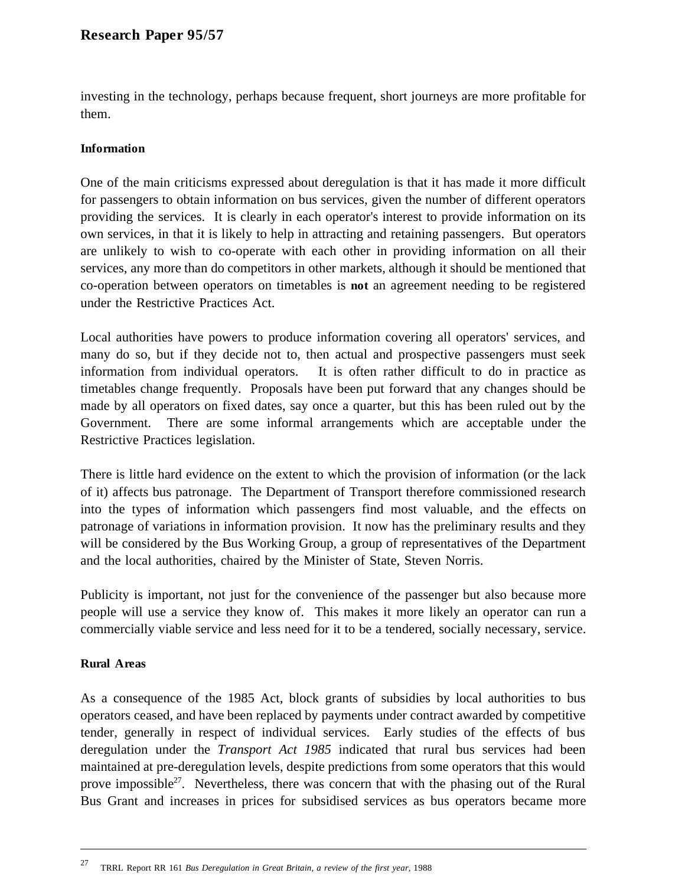investing in the technology, perhaps because frequent, short journeys are more profitable for them.

**Information**

One of the main criticisms expressed about deregulation is that it has made it more difficult for passengers to obtain information on bus services, given the number of different operators providing the services. It is clearly in each operator's interest to provide information on its own services, in that it is likely to help in attracting and retaining passengers. But operators are unlikely to wish to co-operate with each other in providing information on all their services, any more than do competitors in other markets, although it should be mentioned that co-operation between operators on timetables is **not** an agreement needing to be registered under the Restrictive Practices Act.

Local authorities have powers to produce information covering all operators' services, and many do so, but if they decide not to, then actual and prospective passengers must seek information from individual operators. It is often rather difficult to do in practice as timetables change frequently. Proposals have been put forward that any changes should be made by all operators on fixed dates, say once a quarter, but this has been ruled out by the Government. There are some informal arrangements which are acceptable under the Restrictive Practices legislation.

There is little hard evidence on the extent to which the provision of information (or the lack of it) affects bus patronage. The Department of Transport therefore commissioned research into the types of information which passengers find most valuable, and the effects on patronage of variations in information provision. It now has the preliminary results and they will be considered by the Bus Working Group, a group of representatives of the Department and the local authorities, chaired by the Minister of State, Steven Norris.

Publicity is important, not just for the convenience of the passenger but also because more people will use a service they know of. This makes it more likely an operator can run a commercially viable service and less need for it to be a tendered, socially necessary, service.

**Rural Areas**

As a consequence of the 1985 Act, block grants of subsidies by local authorities to bus operators ceased, and have been replaced by payments under contract awarded by competitive tender, generally in respect of individual services. Early studies of the effects of bus deregulation under the *Transport Act 1985* indicated that rural bus services had been maintained at pre-deregulation levels, despite predictions from some operators that this would prove impossible[27]. Nevertheless, there was concern that with the phasing out of the Rural Bus Grant and increases in prices for subsidised services as bus operators became more

---

[27] TRRL Report RR 161 *Bus Deregulation in Great Britain, a review of the first year,* 1988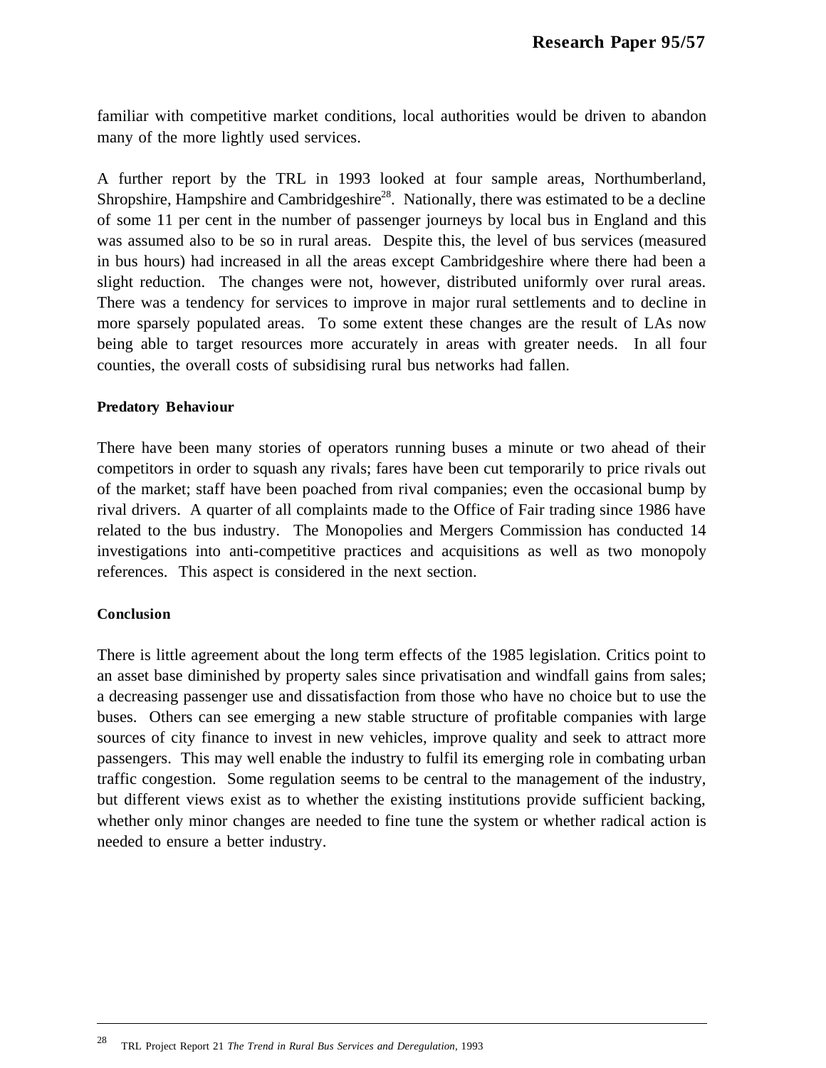familiar with competitive market conditions, local authorities would be driven to abandon many of the more lightly used services.

A further report by the TRL in 1993 looked at four sample areas, Northumberland, Shropshire, Hampshire and Cambridgeshire[28]. Nationally, there was estimated to be a decline of some 11 per cent in the number of passenger journeys by local bus in England and this was assumed also to be so in rural areas. Despite this, the level of bus services (measured in bus hours) had increased in all the areas except Cambridgeshire where there had been a slight reduction. The changes were not, however, distributed uniformly over rural areas. There was a tendency for services to improve in major rural settlements and to decline in more sparsely populated areas. To some extent these changes are the result of LAs now being able to target resources more accurately in areas with greater needs. In all four counties, the overall costs of subsidising rural bus networks had fallen.

**Predatory Behaviour**

There have been many stories of operators running buses a minute or two ahead of their competitors in order to squash any rivals; fares have been cut temporarily to price rivals out of the market; staff have been poached from rival companies; even the occasional bump by rival drivers. A quarter of all complaints made to the Office of Fair trading since 1986 have related to the bus industry. The Monopolies and Mergers Commission has conducted 14 investigations into anti-competitive practices and acquisitions as well as two monopoly references. This aspect is considered in the next section.

**Conclusion**

There is little agreement about the long term effects of the 1985 legislation. Critics point to an asset base diminished by property sales since privatisation and windfall gains from sales; a decreasing passenger use and dissatisfaction from those who have no choice but to use the buses. Others can see emerging a new stable structure of profitable companies with large sources of city finance to invest in new vehicles, improve quality and seek to attract more passengers. This may well enable the industry to fulfil its emerging role in combating urban traffic congestion. Some regulation seems to be central to the management of the industry, but different views exist as to whether the existing institutions provide sufficient backing, whether only minor changes are needed to fine tune the system or whether radical action is needed to ensure a better industry.

---

[28] TRL Project Report 21 *The Trend in Rural Bus Services and Deregulation*, 1993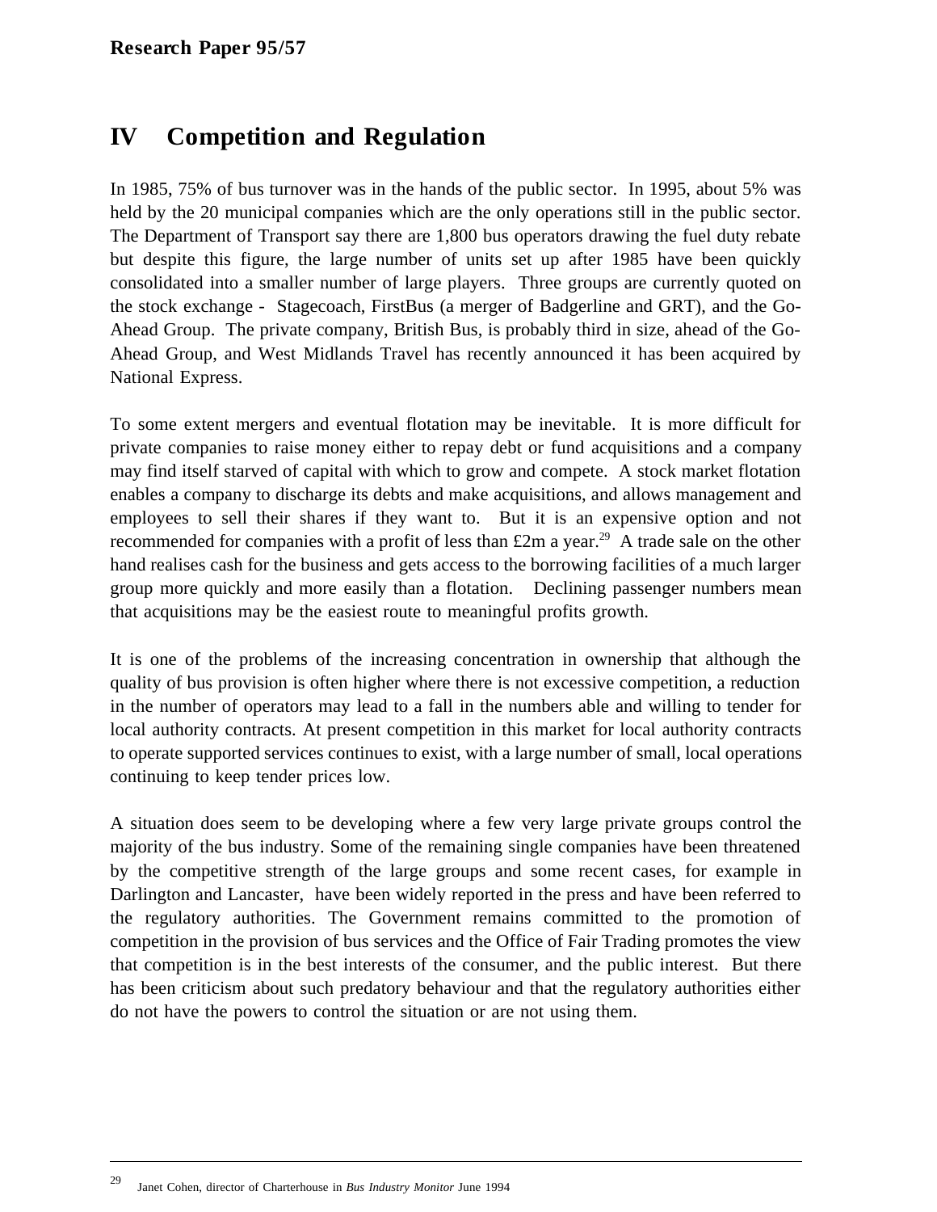# IV Competition and Regulation

In 1985, 75% of bus turnover was in the hands of the public sector. In 1995, about 5% was held by the 20 municipal companies which are the only operations still in the public sector. The Department of Transport say there are 1,800 bus operators drawing the fuel duty rebate but despite this figure, the large number of units set up after 1985 have been quickly consolidated into a smaller number of large players. Three groups are currently quoted on the stock exchange - Stagecoach, FirstBus (a merger of Badgerline and GRT), and the Go-Ahead Group. The private company, British Bus, is probably third in size, ahead of the Go-Ahead Group, and West Midlands Travel has recently announced it has been acquired by National Express.

To some extent mergers and eventual flotation may be inevitable. It is more difficult for private companies to raise money either to repay debt or fund acquisitions and a company may find itself starved of capital with which to grow and compete. A stock market flotation enables a company to discharge its debts and make acquisitions, and allows management and employees to sell their shares if they want to. But it is an expensive option and not recommended for companies with a profit of less than £2m a year.[29] A trade sale on the other hand realises cash for the business and gets access to the borrowing facilities of a much larger group more quickly and more easily than a flotation. Declining passenger numbers mean that acquisitions may be the easiest route to meaningful profits growth.

It is one of the problems of the increasing concentration in ownership that although the quality of bus provision is often higher where there is not excessive competition, a reduction in the number of operators may lead to a fall in the numbers able and willing to tender for local authority contracts. At present competition in this market for local authority contracts to operate supported services continues to exist, with a large number of small, local operations continuing to keep tender prices low.

A situation does seem to be developing where a few very large private groups control the majority of the bus industry. Some of the remaining single companies have been threatened by the competitive strength of the large groups and some recent cases, for example in Darlington and Lancaster, have been widely reported in the press and have been referred to the regulatory authorities. The Government remains committed to the promotion of competition in the provision of bus services and the Office of Fair Trading promotes the view that competition is in the best interests of the consumer, and the public interest. But there has been criticism about such predatory behaviour and that the regulatory authorities either do not have the powers to control the situation or are not using them.

---

[29] Janet Cohen, director of Charterhouse in *Bus Industry Monitor* June 1994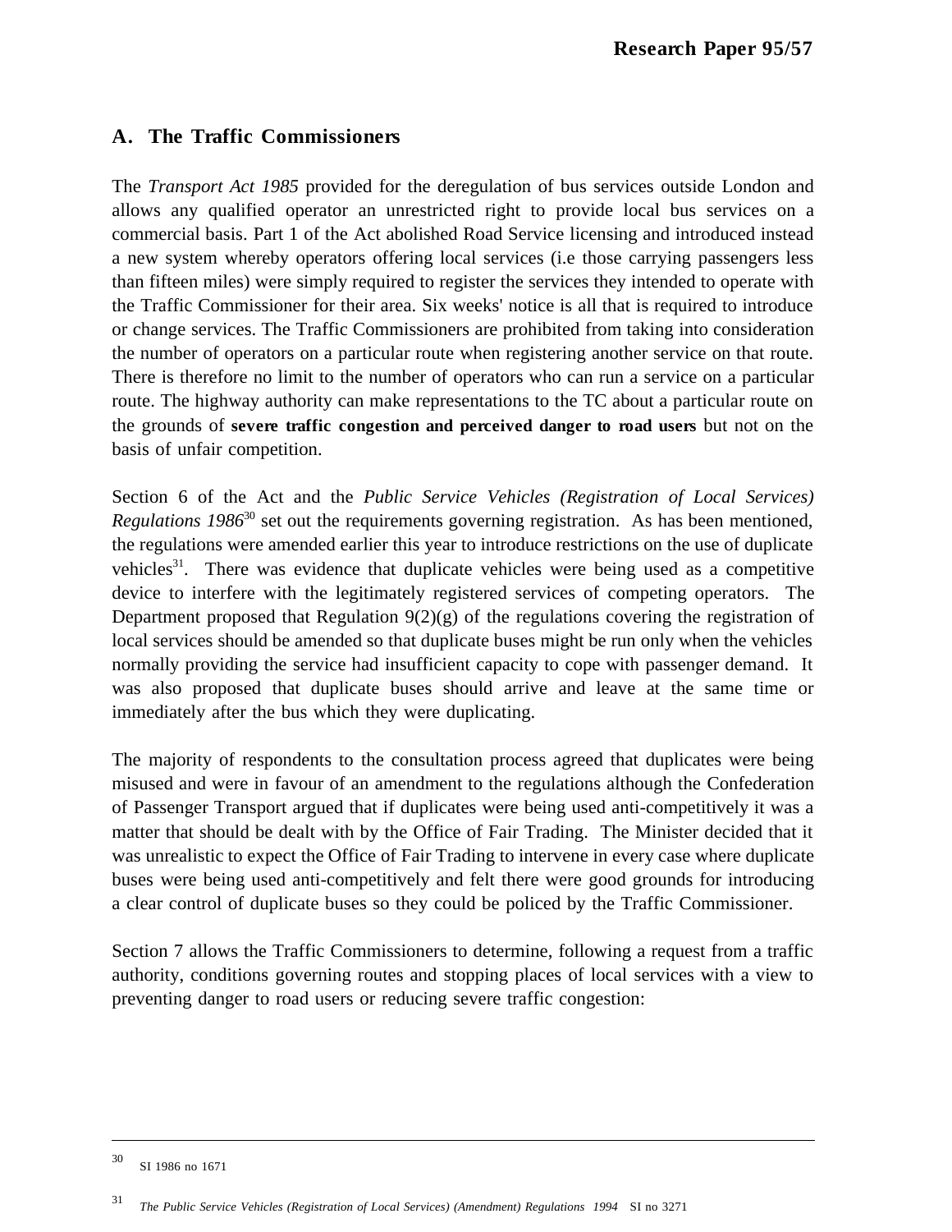## A. The Traffic Commissioners

The *Transport Act 1985* provided for the deregulation of bus services outside London and allows any qualified operator an unrestricted right to provide local bus services on a commercial basis. Part 1 of the Act abolished Road Service licensing and introduced instead a new system whereby operators offering local services (i.e those carrying passengers less than fifteen miles) were simply required to register the services they intended to operate with the Traffic Commissioner for their area. Six weeks' notice is all that is required to introduce or change services. The Traffic Commissioners are prohibited from taking into consideration the number of operators on a particular route when registering another service on that route. There is therefore no limit to the number of operators who can run a service on a particular route. The highway authority can make representations to the TC about a particular route on the grounds of **severe traffic congestion and perceived danger to road users** but not on the basis of unfair competition.

Section 6 of the Act and the *Public Service Vehicles (Registration of Local Services) Regulations 1986*[30] set out the requirements governing registration. As has been mentioned, the regulations were amended earlier this year to introduce restrictions on the use of duplicate vehicles[31]. There was evidence that duplicate vehicles were being used as a competitive device to interfere with the legitimately registered services of competing operators. The Department proposed that Regulation 9(2)(g) of the regulations covering the registration of local services should be amended so that duplicate buses might be run only when the vehicles normally providing the service had insufficient capacity to cope with passenger demand. It was also proposed that duplicate buses should arrive and leave at the same time or immediately after the bus which they were duplicating.

The majority of respondents to the consultation process agreed that duplicates were being misused and were in favour of an amendment to the regulations although the Confederation of Passenger Transport argued that if duplicates were being used anti-competitively it was a matter that should be dealt with by the Office of Fair Trading. The Minister decided that it was unrealistic to expect the Office of Fair Trading to intervene in every case where duplicate buses were being used anti-competitively and felt there were good grounds for introducing a clear control of duplicate buses so they could be policed by the Traffic Commissioner.

Section 7 allows the Traffic Commissioners to determine, following a request from a traffic authority, conditions governing routes and stopping places of local services with a view to preventing danger to road users or reducing severe traffic congestion:

---

[30] SI 1986 no 1671

[31] *The Public Service Vehicles (Registration of Local Services) (Amendment) Regulations 1994* SI no 3271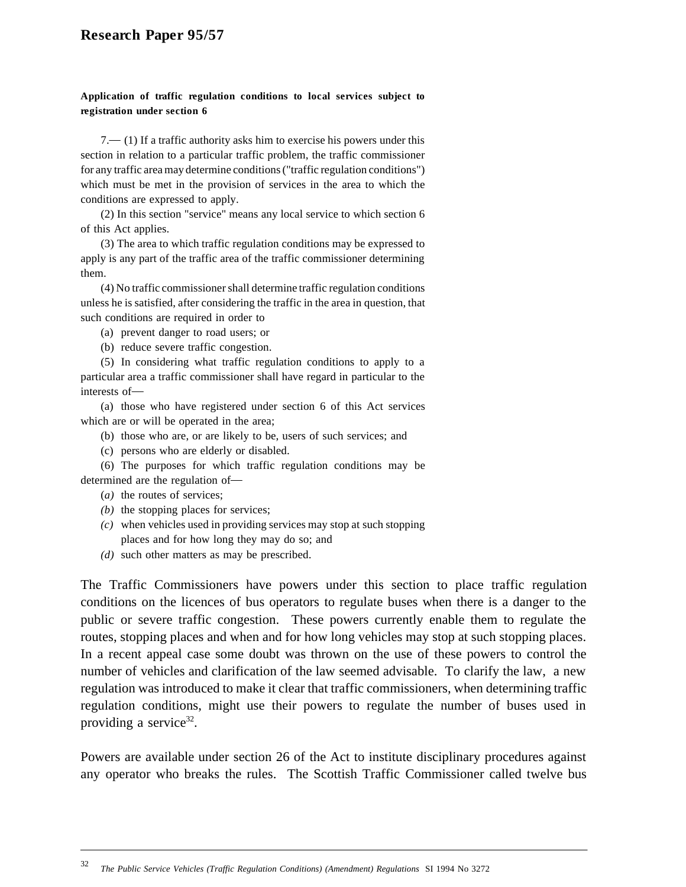**Application of traffic regulation conditions to local services subject to registration under section 6**

7.— (1) If a traffic authority asks him to exercise his powers under this section in relation to a particular traffic problem, the traffic commissioner for any traffic area may determine conditions ("traffic regulation conditions") which must be met in the provision of services in the area to which the conditions are expressed to apply.

(2) In this section "service" means any local service to which section 6 of this Act applies.

(3) The area to which traffic regulation conditions may be expressed to apply is any part of the traffic area of the traffic commissioner determining them.

(4) No traffic commissioner shall determine traffic regulation conditions unless he is satisfied, after considering the traffic in the area in question, that such conditions are required in order to

(a) prevent danger to road users; or

(b) reduce severe traffic congestion.

(5) In considering what traffic regulation conditions to apply to a particular area a traffic commissioner shall have regard in particular to the interests of—

(a) those who have registered under section 6 of this Act services which are or will be operated in the area;

(b) those who are, or are likely to be, users of such services; and

(c) persons who are elderly or disabled.

(6) The purposes for which traffic regulation conditions may be determined are the regulation of—

(*a*) the routes of services;

*(b)* the stopping places for services;

*(c)* when vehicles used in providing services may stop at such stopping places and for how long they may do so; and

*(d)* such other matters as may be prescribed.

The Traffic Commissioners have powers under this section to place traffic regulation conditions on the licences of bus operators to regulate buses when there is a danger to the public or severe traffic congestion. These powers currently enable them to regulate the routes, stopping places and when and for how long vehicles may stop at such stopping places. In a recent appeal case some doubt was thrown on the use of these powers to control the number of vehicles and clarification of the law seemed advisable. To clarify the law, a new regulation was introduced to make it clear that traffic commissioners, when determining traffic regulation conditions, might use their powers to regulate the number of buses used in providing a service[32].

Powers are available under section 26 of the Act to institute disciplinary procedures against any operator who breaks the rules. The Scottish Traffic Commissioner called twelve bus

---

[32] *The Public Service Vehicles (Traffic Regulation Conditions) (Amendment) Regulations* SI 1994 No 3272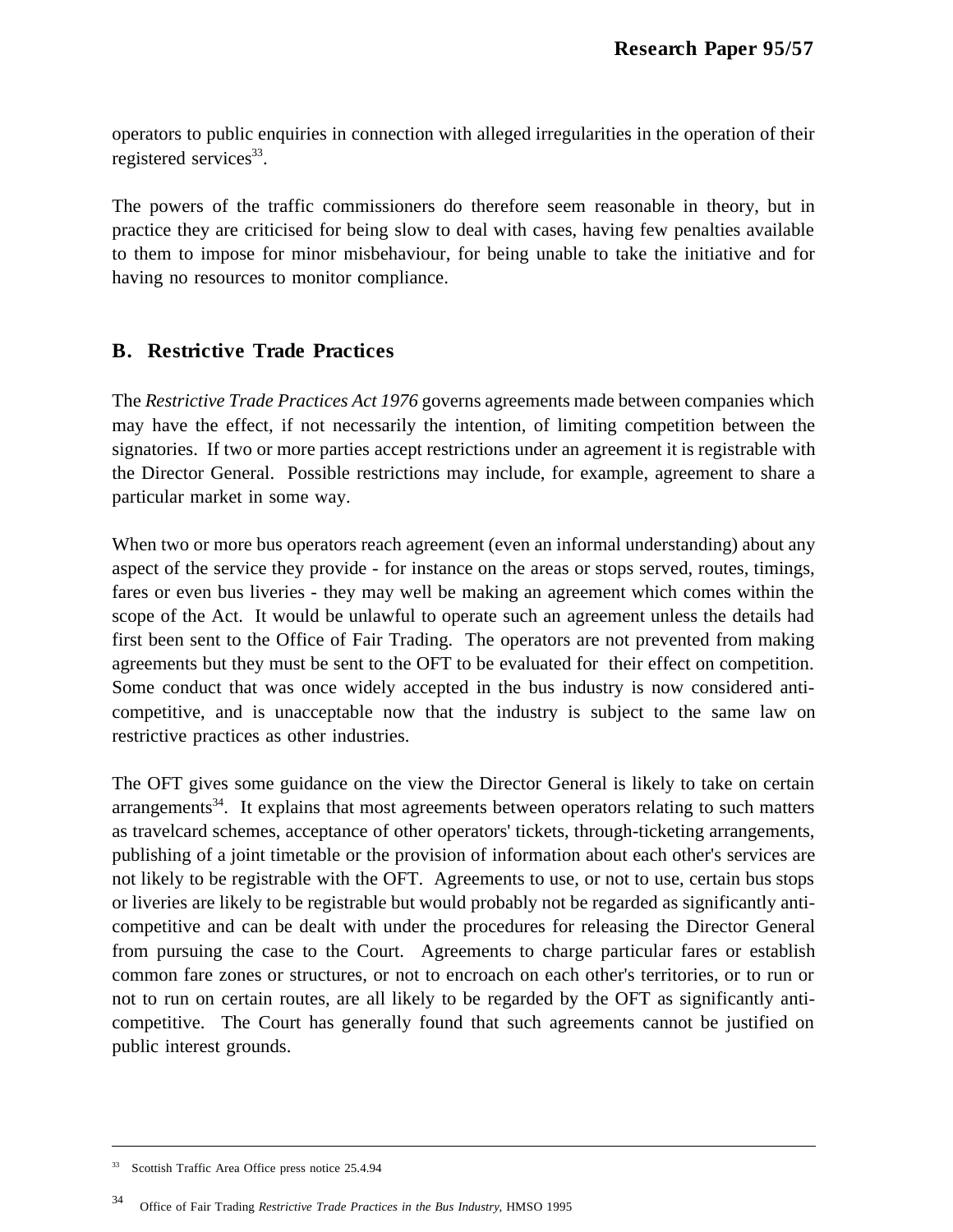operators to public enquiries in connection with alleged irregularities in the operation of their registered services[33].

The powers of the traffic commissioners do therefore seem reasonable in theory, but in practice they are criticised for being slow to deal with cases, having few penalties available to them to impose for minor misbehaviour, for being unable to take the initiative and for having no resources to monitor compliance.

## B. Restrictive Trade Practices

The *Restrictive Trade Practices Act 1976* governs agreements made between companies which may have the effect, if not necessarily the intention, of limiting competition between the signatories. If two or more parties accept restrictions under an agreement it is registrable with the Director General. Possible restrictions may include, for example, agreement to share a particular market in some way.

When two or more bus operators reach agreement (even an informal understanding) about any aspect of the service they provide - for instance on the areas or stops served, routes, timings, fares or even bus liveries - they may well be making an agreement which comes within the scope of the Act. It would be unlawful to operate such an agreement unless the details had first been sent to the Office of Fair Trading. The operators are not prevented from making agreements but they must be sent to the OFT to be evaluated for their effect on competition. Some conduct that was once widely accepted in the bus industry is now considered anti-competitive, and is unacceptable now that the industry is subject to the same law on restrictive practices as other industries.

The OFT gives some guidance on the view the Director General is likely to take on certain arrangements[34]. It explains that most agreements between operators relating to such matters as travelcard schemes, acceptance of other operators' tickets, through-ticketing arrangements, publishing of a joint timetable or the provision of information about each other's services are not likely to be registrable with the OFT. Agreements to use, or not to use, certain bus stops or liveries are likely to be registrable but would probably not be regarded as significantly anti-competitive and can be dealt with under the procedures for releasing the Director General from pursuing the case to the Court. Agreements to charge particular fares or establish common fare zones or structures, or not to encroach on each other's territories, or to run or not to run on certain routes, are all likely to be regarded by the OFT as significantly anti-competitive. The Court has generally found that such agreements cannot be justified on public interest grounds.

---

[33] Scottish Traffic Area Office press notice 25.4.94

[34] Office of Fair Trading *Restrictive Trade Practices in the Bus Industry*, HMSO 1995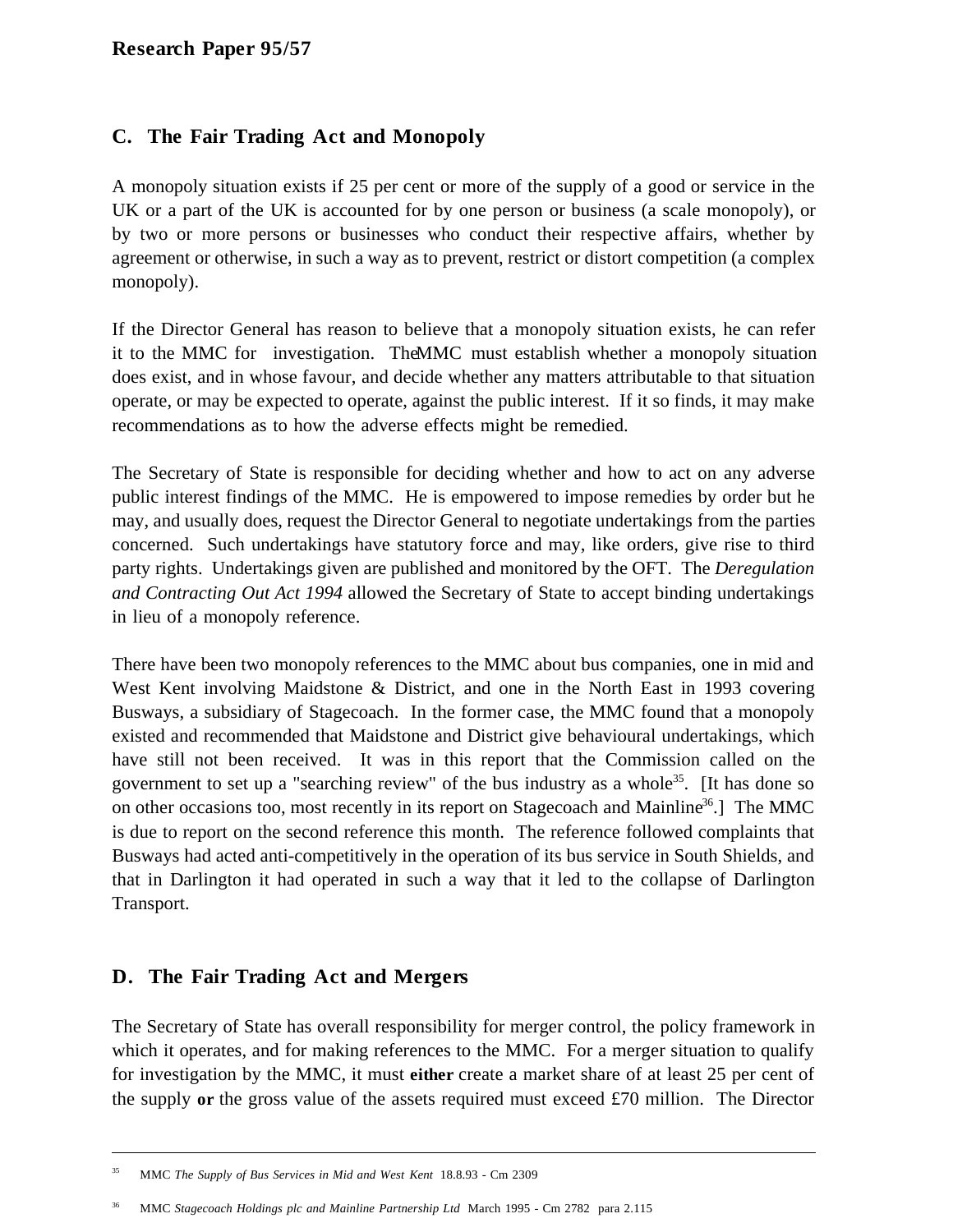## C. The Fair Trading Act and Monopoly

A monopoly situation exists if 25 per cent or more of the supply of a good or service in the UK or a part of the UK is accounted for by one person or business (a scale monopoly), or by two or more persons or businesses who conduct their respective affairs, whether by agreement or otherwise, in such a way as to prevent, restrict or distort competition (a complex monopoly).

If the Director General has reason to believe that a monopoly situation exists, he can refer it to the MMC for investigation. The MMC must establish whether a monopoly situation does exist, and in whose favour, and decide whether any matters attributable to that situation operate, or may be expected to operate, against the public interest. If it so finds, it may make recommendations as to how the adverse effects might be remedied.

The Secretary of State is responsible for deciding whether and how to act on any adverse public interest findings of the MMC. He is empowered to impose remedies by order but he may, and usually does, request the Director General to negotiate undertakings from the parties concerned. Such undertakings have statutory force and may, like orders, give rise to third party rights. Undertakings given are published and monitored by the OFT. The *Deregulation and Contracting Out Act 1994* allowed the Secretary of State to accept binding undertakings in lieu of a monopoly reference.

There have been two monopoly references to the MMC about bus companies, one in mid and West Kent involving Maidstone & District, and one in the North East in 1993 covering Busways, a subsidiary of Stagecoach. In the former case, the MMC found that a monopoly existed and recommended that Maidstone and District give behavioural undertakings, which have still not been received. It was in this report that the Commission called on the government to set up a "searching review" of the bus industry as a whole[35]. [It has done so on other occasions too, most recently in its report on Stagecoach and Mainline[36].] The MMC is due to report on the second reference this month. The reference followed complaints that Busways had acted anti-competitively in the operation of its bus service in South Shields, and that in Darlington it had operated in such a way that it led to the collapse of Darlington Transport.

## D. The Fair Trading Act and Mergers

The Secretary of State has overall responsibility for merger control, the policy framework in which it operates, and for making references to the MMC. For a merger situation to qualify for investigation by the MMC, it must **either** create a market share of at least 25 per cent of the supply **or** the gross value of the assets required must exceed £70 million. The Director

---

[35] MMC *The Supply of Bus Services in Mid and West Kent* 18.8.93 - Cm 2309

[36] MMC *Stagecoach Holdings plc and Mainline Partnership Ltd* March 1995 - Cm 2782 para 2.115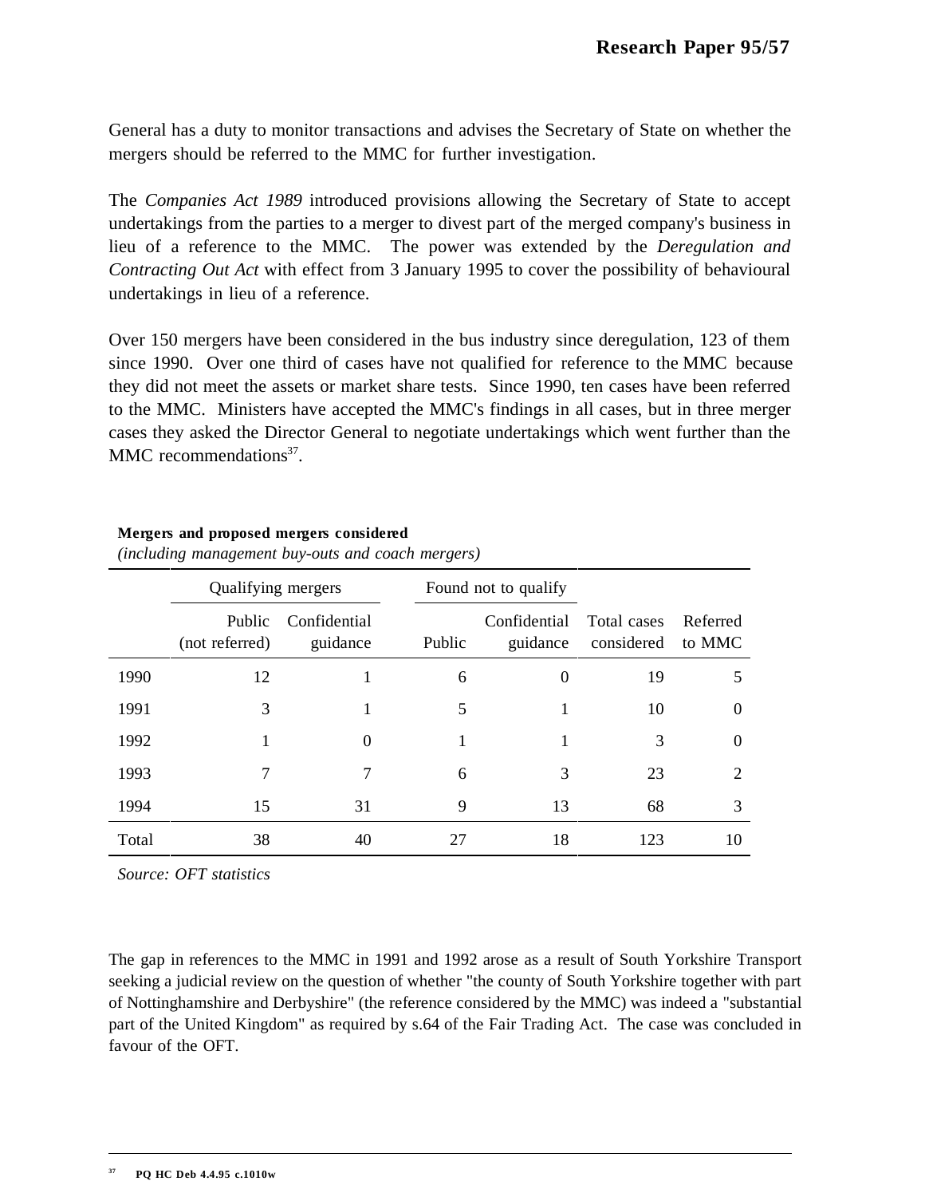General has a duty to monitor transactions and advises the Secretary of State on whether the mergers should be referred to the MMC for further investigation.

The *Companies Act 1989* introduced provisions allowing the Secretary of State to accept undertakings from the parties to a merger to divest part of the merged company's business in lieu of a reference to the MMC. The power was extended by the *Deregulation and Contracting Out Act* with effect from 3 January 1995 to cover the possibility of behavioural undertakings in lieu of a reference.

Over 150 mergers have been considered in the bus industry since deregulation, 123 of them since 1990. Over one third of cases have not qualified for reference to the MMC because they did not meet the assets or market share tests. Since 1990, ten cases have been referred to the MMC. Ministers have accepted the MMC's findings in all cases, but in three merger cases they asked the Director General to negotiate undertakings which went further than the MMC recommendations[37].

**Mergers and proposed mergers considered**
*(including management buy-outs and coach mergers)*

| | Qualifying mergers | | Found not to qualify | | | |
|---|---|---|---|---|---|---|
| | Public (not referred) | Confidential guidance | Public | Confidential guidance | Total cases considered | Referred to MMC |
| 1990 | 12 | 1 | 6 | 0 | 19 | 5 |
| 1991 | 3 | 1 | 5 | 1 | 10 | 0 |
| 1992 | 1 | 0 | 1 | 1 | 3 | 0 |
| 1993 | 7 | 7 | 6 | 3 | 23 | 2 |
| 1994 | 15 | 31 | 9 | 13 | 68 | 3 |
| Total | 38 | 40 | 27 | 18 | 123 | 10 |

*Source: OFT statistics*

The gap in references to the MMC in 1991 and 1992 arose as a result of South Yorkshire Transport seeking a judicial review on the question of whether "the county of South Yorkshire together with part of Nottinghamshire and Derbyshire" (the reference considered by the MMC) was indeed a "substantial part of the United Kingdom" as required by s.64 of the Fair Trading Act. The case was concluded in favour of the OFT.

---

[37] **PQ HC Deb 4.4.95 c.1010w**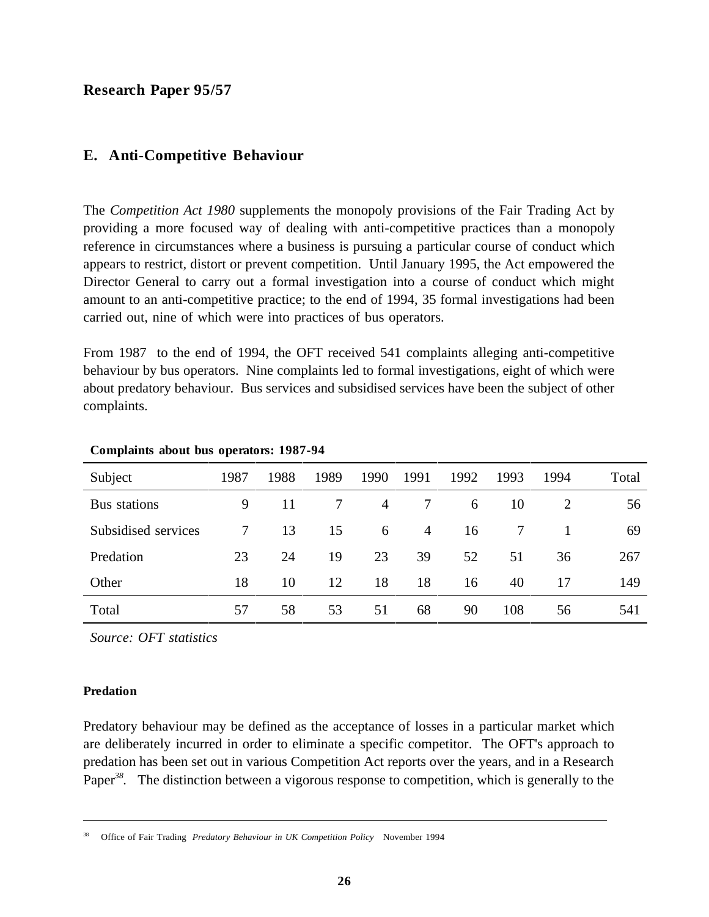**Research Paper 95/57**

## E. Anti-Competitive Behaviour

The *Competition Act 1980* supplements the monopoly provisions of the Fair Trading Act by providing a more focused way of dealing with anti-competitive practices than a monopoly reference in circumstances where a business is pursuing a particular course of conduct which appears to restrict, distort or prevent competition. Until January 1995, the Act empowered the Director General to carry out a formal investigation into a course of conduct which might amount to an anti-competitive practice; to the end of 1994, 35 formal investigations had been carried out, nine of which were into practices of bus operators.

From 1987 to the end of 1994, the OFT received 541 complaints alleging anti-competitive behaviour by bus operators. Nine complaints led to formal investigations, eight of which were about predatory behaviour. Bus services and subsidised services have been the subject of other complaints.

**Complaints about bus operators: 1987-94**

| Subject | 1987 | 1988 | 1989 | 1990 | 1991 | 1992 | 1993 | 1994 | Total |
|---|---|---|---|---|---|---|---|---|---|
| Bus stations | 9 | 11 | 7 | 4 | 7 | 6 | 10 | 2 | 56 |
| Subsidised services | 7 | 13 | 15 | 6 | 4 | 16 | 7 | 1 | 69 |
| Predation | 23 | 24 | 19 | 23 | 39 | 52 | 51 | 36 | 267 |
| Other | 18 | 10 | 12 | 18 | 18 | 16 | 40 | 17 | 149 |
| Total | 57 | 58 | 53 | 51 | 68 | 90 | 108 | 56 | 541 |

*Source: OFT statistics*

**Predation**

Predatory behaviour may be defined as the acceptance of losses in a particular market which are deliberately incurred in order to eliminate a specific competitor. The OFT's approach to predation has been set out in various Competition Act reports over the years, and in a Research Paper[38]. The distinction between a vigorous response to competition, which is generally to the

---

[38] Office of Fair Trading *Predatory Behaviour in UK Competition Policy* November 1994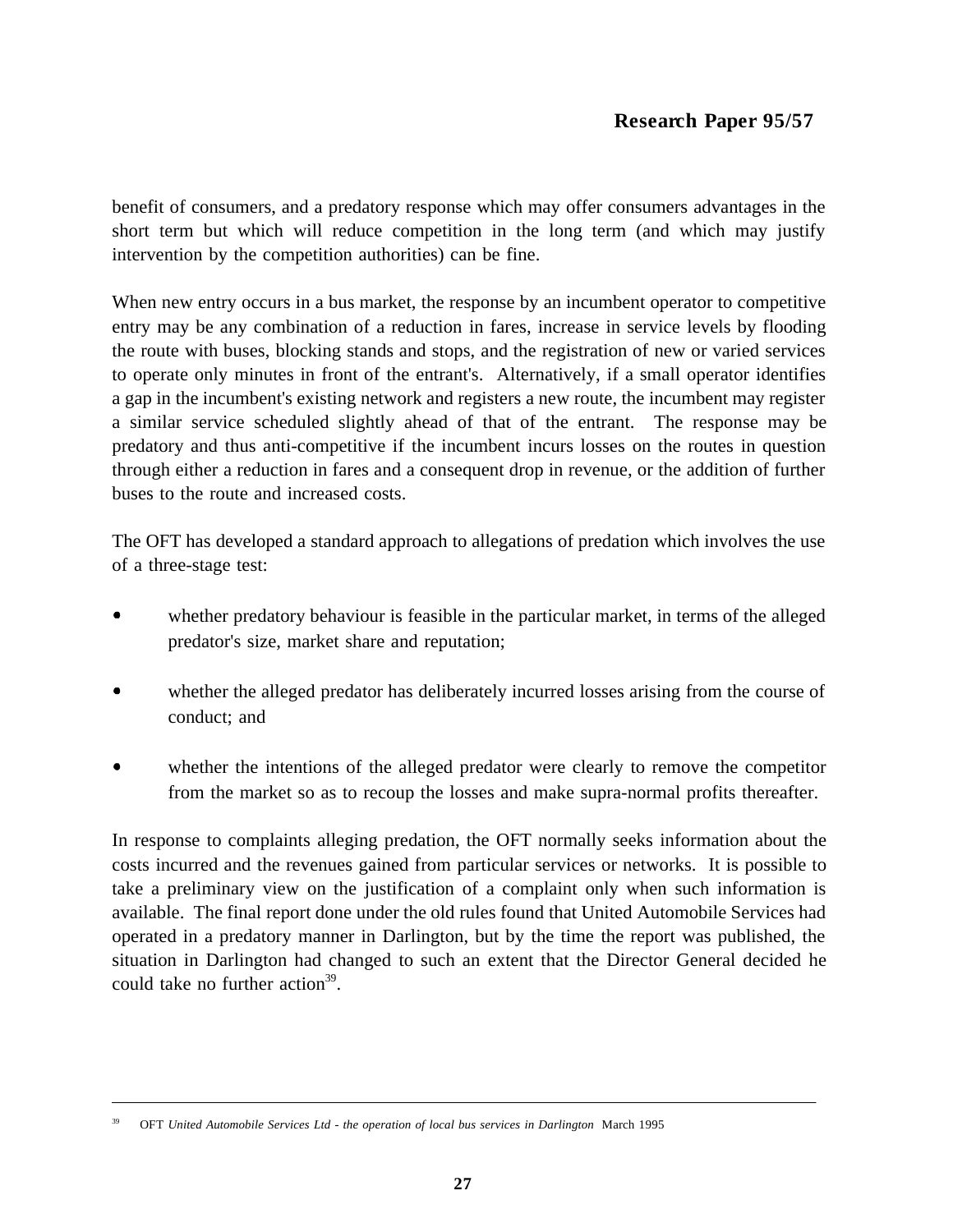benefit of consumers, and a predatory response which may offer consumers advantages in the short term but which will reduce competition in the long term (and which may justify intervention by the competition authorities) can be fine.

When new entry occurs in a bus market, the response by an incumbent operator to competitive entry may be any combination of a reduction in fares, increase in service levels by flooding the route with buses, blocking stands and stops, and the registration of new or varied services to operate only minutes in front of the entrant's. Alternatively, if a small operator identifies a gap in the incumbent's existing network and registers a new route, the incumbent may register a similar service scheduled slightly ahead of that of the entrant. The response may be predatory and thus anti-competitive if the incumbent incurs losses on the routes in question through either a reduction in fares and a consequent drop in revenue, or the addition of further buses to the route and increased costs.

The OFT has developed a standard approach to allegations of predation which involves the use of a three-stage test:

- whether predatory behaviour is feasible in the particular market, in terms of the alleged predator's size, market share and reputation;
- whether the alleged predator has deliberately incurred losses arising from the course of conduct; and
- whether the intentions of the alleged predator were clearly to remove the competitor from the market so as to recoup the losses and make supra-normal profits thereafter.

In response to complaints alleging predation, the OFT normally seeks information about the costs incurred and the revenues gained from particular services or networks. It is possible to take a preliminary view on the justification of a complaint only when such information is available. The final report done under the old rules found that United Automobile Services had operated in a predatory manner in Darlington, but by the time the report was published, the situation in Darlington had changed to such an extent that the Director General decided he could take no further action[39].

---

[39] OFT *United Automobile Services Ltd - the operation of local bus services in Darlington* March 1995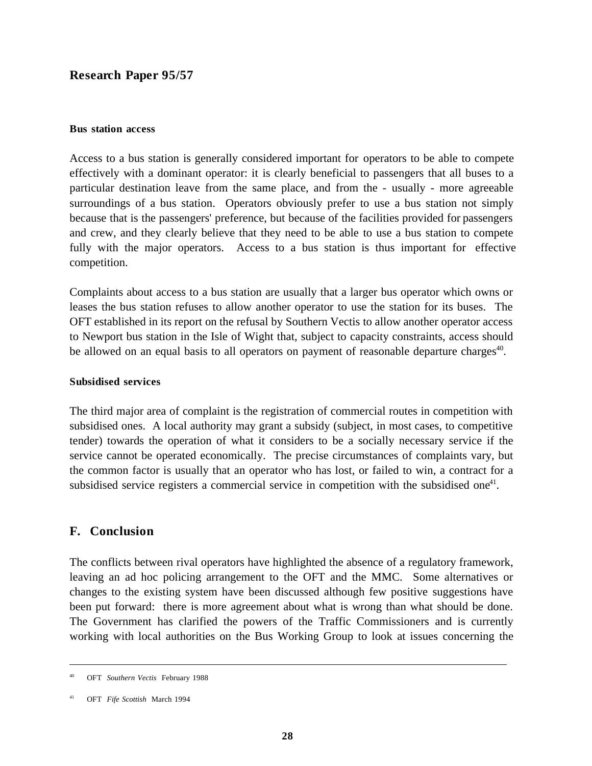#### Bus station access

Access to a bus station is generally considered important for operators to be able to compete effectively with a dominant operator: it is clearly beneficial to passengers that all buses to a particular destination leave from the same place, and from the - usually - more agreeable surroundings of a bus station. Operators obviously prefer to use a bus station not simply because that is the passengers' preference, but because of the facilities provided for passengers and crew, and they clearly believe that they need to be able to use a bus station to compete fully with the major operators. Access to a bus station is thus important for effective competition.

Complaints about access to a bus station are usually that a larger bus operator which owns or leases the bus station refuses to allow another operator to use the station for its buses. The OFT established in its report on the refusal by Southern Vectis to allow another operator access to Newport bus station in the Isle of Wight that, subject to capacity constraints, access should be allowed on an equal basis to all operators on payment of reasonable departure charges[40].

#### Subsidised services

The third major area of complaint is the registration of commercial routes in competition with subsidised ones. A local authority may grant a subsidy (subject, in most cases, to competitive tender) towards the operation of what it considers to be a socially necessary service if the service cannot be operated economically. The precise circumstances of complaints vary, but the common factor is usually that an operator who has lost, or failed to win, a contract for a subsidised service registers a commercial service in competition with the subsidised one[41].

## F. Conclusion

The conflicts between rival operators have highlighted the absence of a regulatory framework, leaving an ad hoc policing arrangement to the OFT and the MMC. Some alternatives or changes to the existing system have been discussed although few positive suggestions have been put forward: there is more agreement about what is wrong than what should be done. The Government has clarified the powers of the Traffic Commissioners and is currently working with local authorities on the Bus Working Group to look at issues concerning the

---

[40] OFT *Southern Vectis* February 1988

[41] OFT *Fife Scottish* March 1994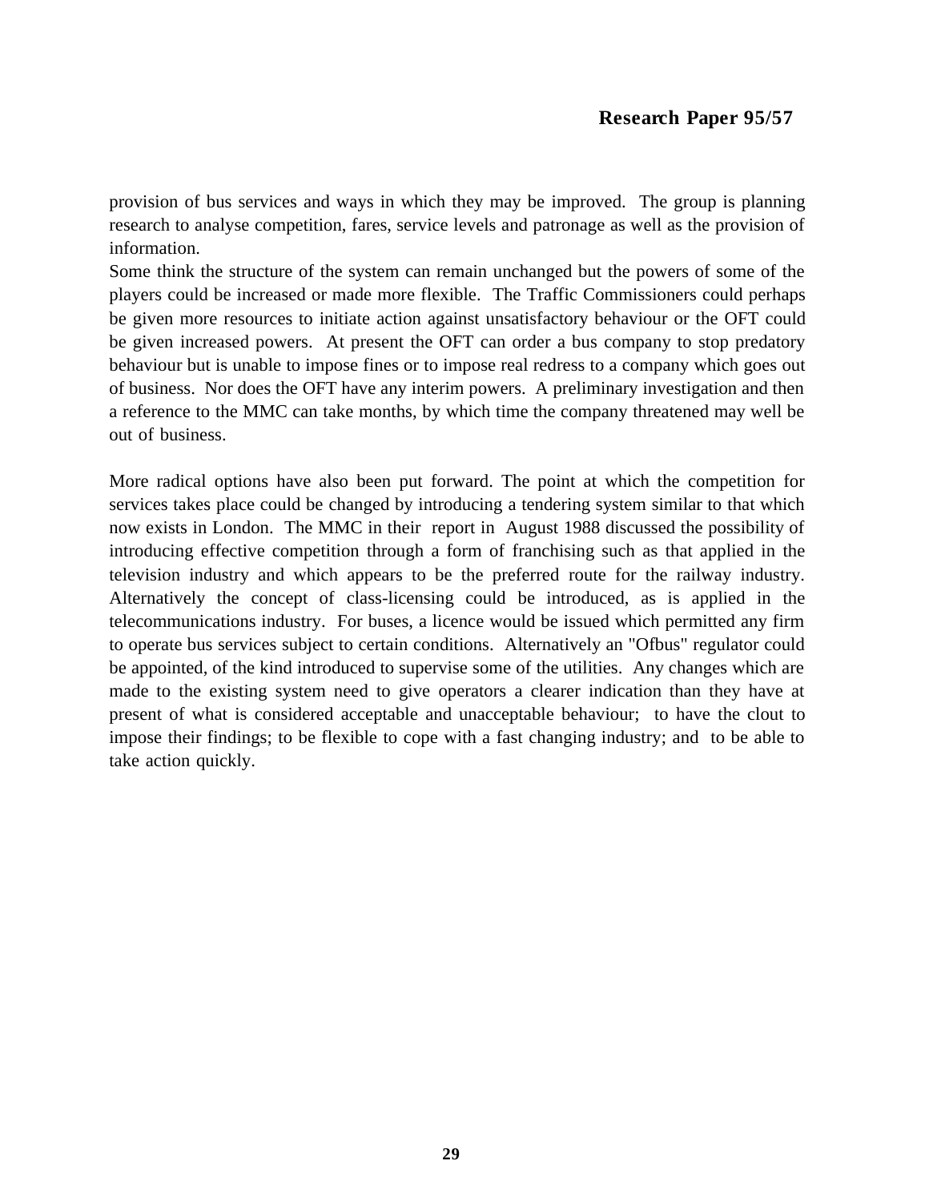provision of bus services and ways in which they may be improved. The group is planning research to analyse competition, fares, service levels and patronage as well as the provision of information.

Some think the structure of the system can remain unchanged but the powers of some of the players could be increased or made more flexible. The Traffic Commissioners could perhaps be given more resources to initiate action against unsatisfactory behaviour or the OFT could be given increased powers. At present the OFT can order a bus company to stop predatory behaviour but is unable to impose fines or to impose real redress to a company which goes out of business. Nor does the OFT have any interim powers. A preliminary investigation and then a reference to the MMC can take months, by which time the company threatened may well be out of business.

More radical options have also been put forward. The point at which the competition for services takes place could be changed by introducing a tendering system similar to that which now exists in London. The MMC in their report in August 1988 discussed the possibility of introducing effective competition through a form of franchising such as that applied in the television industry and which appears to be the preferred route for the railway industry. Alternatively the concept of class-licensing could be introduced, as is applied in the telecommunications industry. For buses, a licence would be issued which permitted any firm to operate bus services subject to certain conditions. Alternatively an "Ofbus" regulator could be appointed, of the kind introduced to supervise some of the utilities. Any changes which are made to the existing system need to give operators a clearer indication than they have at present of what is considered acceptable and unacceptable behaviour; to have the clout to impose their findings; to be flexible to cope with a fast changing industry; and to be able to take action quickly.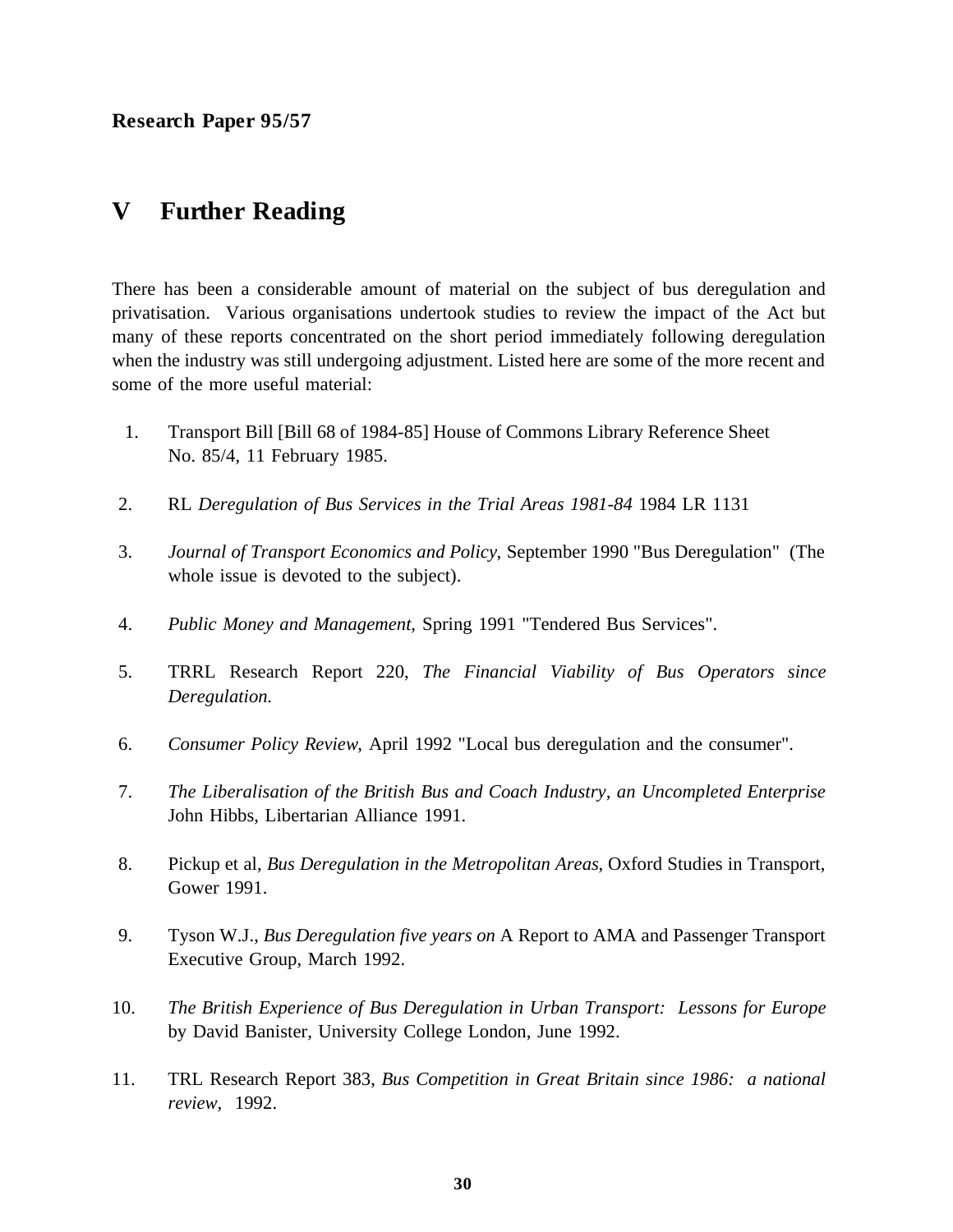## V Further Reading

There has been a considerable amount of material on the subject of bus deregulation and privatisation. Various organisations undertook studies to review the impact of the Act but many of these reports concentrated on the short period immediately following deregulation when the industry was still undergoing adjustment. Listed here are some of the more recent and some of the more useful material:

1. Transport Bill [Bill 68 of 1984-85] House of Commons Library Reference Sheet No. 85/4, 11 February 1985.

2. RL *Deregulation of Bus Services in the Trial Areas 1981-84* 1984 LR 1131

3. *Journal of Transport Economics and Policy*, September 1990 "Bus Deregulation" (The whole issue is devoted to the subject).

4. *Public Money and Management*, Spring 1991 "Tendered Bus Services".

5. TRRL Research Report 220, *The Financial Viability of Bus Operators since Deregulation.*

6. *Consumer Policy Review*, April 1992 "Local bus deregulation and the consumer".

7. *The Liberalisation of the British Bus and Coach Industry, an Uncompleted Enterprise* John Hibbs, Libertarian Alliance 1991.

8. Pickup et al, *Bus Deregulation in the Metropolitan Areas*, Oxford Studies in Transport, Gower 1991.

9. Tyson W.J., *Bus Deregulation five years on* A Report to AMA and Passenger Transport Executive Group, March 1992.

10. *The British Experience of Bus Deregulation in Urban Transport: Lessons for Europe* by David Banister, University College London, June 1992.

11. TRL Research Report 383, *Bus Competition in Great Britain since 1986: a national review*, 1992.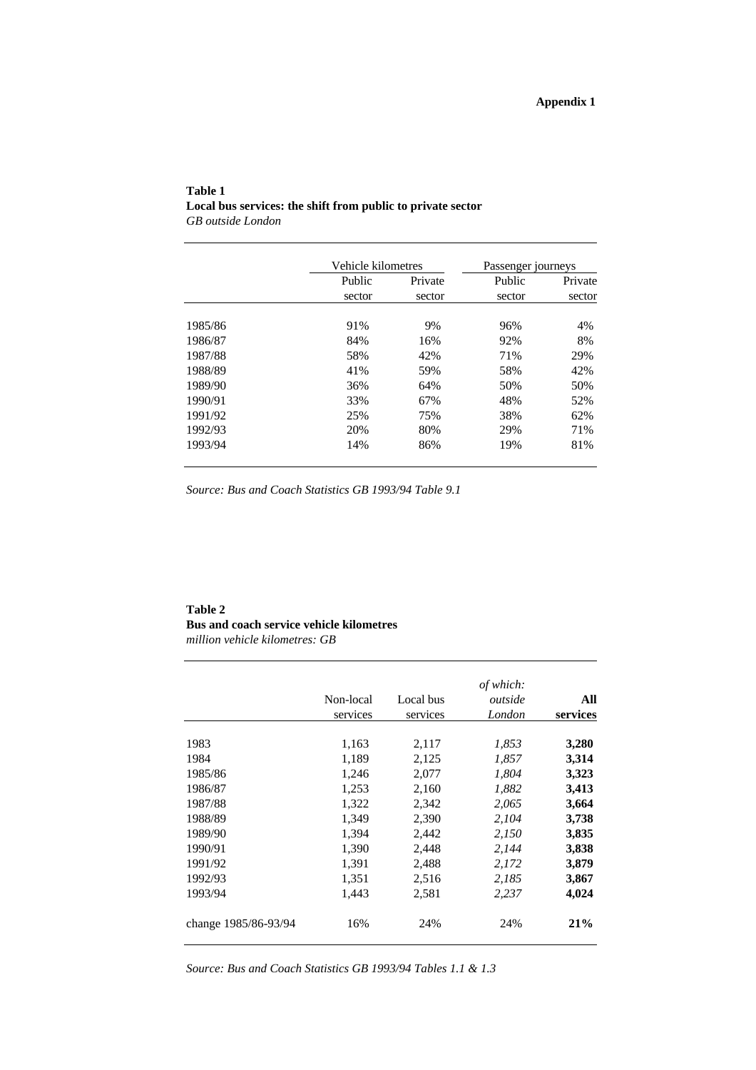**Appendix 1**

**Table 1**
**Local bus services: the shift from public to private sector**
*GB outside London*

| | Vehicle kilometres | | Passenger journeys | |
|---|---|---|---|---|
| | Public sector | Private sector | Public sector | Private sector |
| 1985/86 | 91% | 9% | 96% | 4% |
| 1986/87 | 84% | 16% | 92% | 8% |
| 1987/88 | 58% | 42% | 71% | 29% |
| 1988/89 | 41% | 59% | 58% | 42% |
| 1989/90 | 36% | 64% | 50% | 50% |
| 1990/91 | 33% | 67% | 48% | 52% |
| 1991/92 | 25% | 75% | 38% | 62% |
| 1992/93 | 20% | 80% | 29% | 71% |
| 1993/94 | 14% | 86% | 19% | 81% |

*Source: Bus and Coach Statistics GB 1993/94 Table 9.1*

**Table 2**
**Bus and coach service vehicle kilometres**
*million vehicle kilometres: GB*

| | Non-local services | Local bus services | *of which: outside London* | **All services** |
|---|---|---|---|---|
| 1983 | 1,163 | 2,117 | *1,853* | **3,280** |
| 1984 | 1,189 | 2,125 | *1,857* | **3,314** |
| 1985/86 | 1,246 | 2,077 | *1,804* | **3,323** |
| 1986/87 | 1,253 | 2,160 | *1,882* | **3,413** |
| 1987/88 | 1,322 | 2,342 | *2,065* | **3,664** |
| 1988/89 | 1,349 | 2,390 | *2,104* | **3,738** |
| 1989/90 | 1,394 | 2,442 | *2,150* | **3,835** |
| 1990/91 | 1,390 | 2,448 | *2,144* | **3,838** |
| 1991/92 | 1,391 | 2,488 | *2,172* | **3,879** |
| 1992/93 | 1,351 | 2,516 | *2,185* | **3,867** |
| 1993/94 | 1,443 | 2,581 | *2,237* | **4,024** |
| change 1985/86-93/94 | 16% | 24% | 24% | **21%** |

*Source: Bus and Coach Statistics GB 1993/94 Tables 1.1 & 1.3*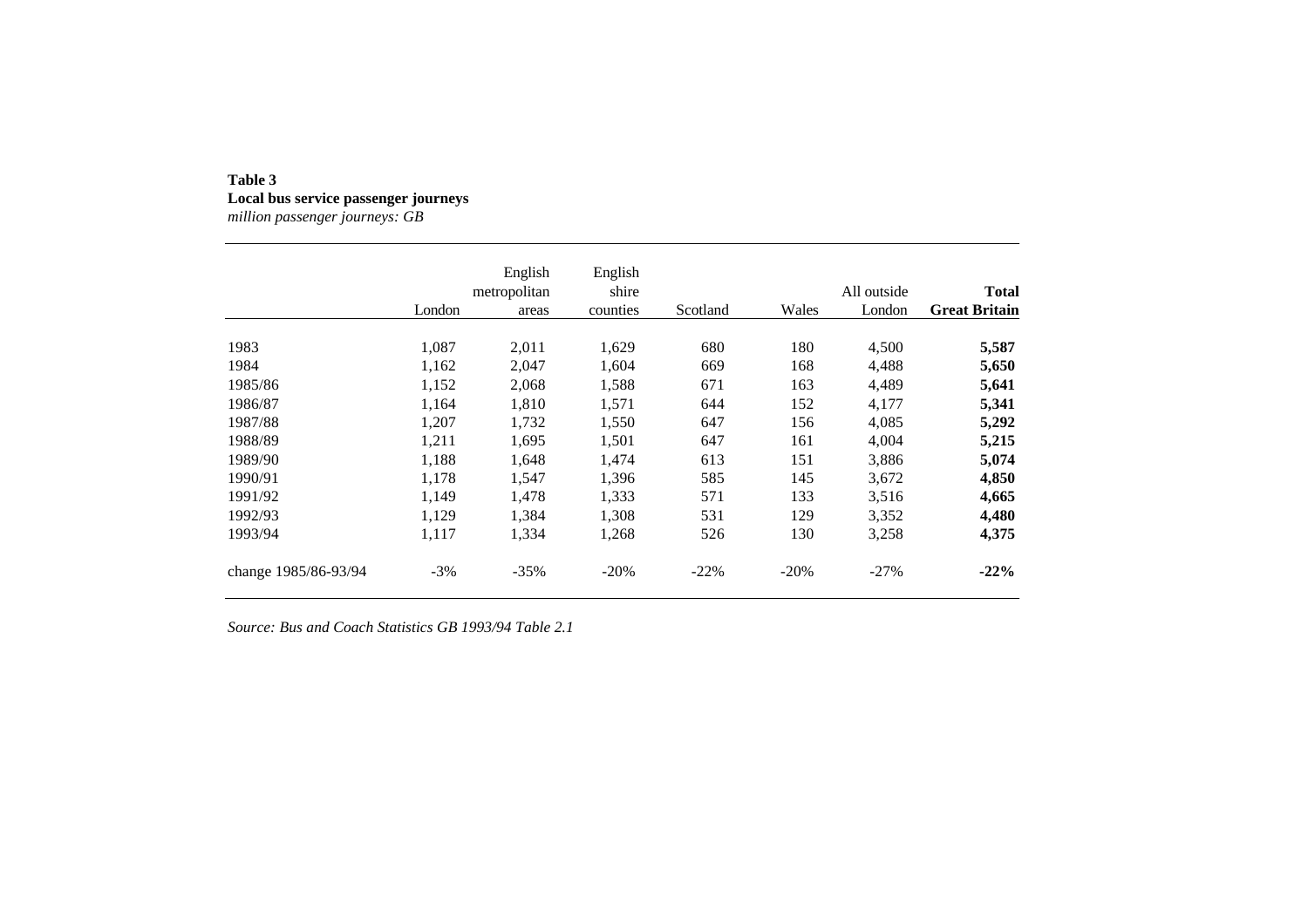**Table 3**
**Local bus service passenger journeys**
*million passenger journeys: GB*

| | London | English metropolitan areas | English shire counties | Scotland | Wales | All outside London | **Total Great Britain** |
|---|---|---|---|---|---|---|---|
| 1983 | 1,087 | 2,011 | 1,629 | 680 | 180 | 4,500 | **5,587** |
| 1984 | 1,162 | 2,047 | 1,604 | 669 | 168 | 4,488 | **5,650** |
| 1985/86 | 1,152 | 2,068 | 1,588 | 671 | 163 | 4,489 | **5,641** |
| 1986/87 | 1,164 | 1,810 | 1,571 | 644 | 152 | 4,177 | **5,341** |
| 1987/88 | 1,207 | 1,732 | 1,550 | 647 | 156 | 4,085 | **5,292** |
| 1988/89 | 1,211 | 1,695 | 1,501 | 647 | 161 | 4,004 | **5,215** |
| 1989/90 | 1,188 | 1,648 | 1,474 | 613 | 151 | 3,886 | **5,074** |
| 1990/91 | 1,178 | 1,547 | 1,396 | 585 | 145 | 3,672 | **4,850** |
| 1991/92 | 1,149 | 1,478 | 1,333 | 571 | 133 | 3,516 | **4,665** |
| 1992/93 | 1,129 | 1,384 | 1,308 | 531 | 129 | 3,352 | **4,480** |
| 1993/94 | 1,117 | 1,334 | 1,268 | 526 | 130 | 3,258 | **4,375** |
| change 1985/86-93/94 | -3% | -35% | -20% | -22% | -20% | -27% | **-22%** |

*Source: Bus and Coach Statistics GB 1993/94 Table 2.1*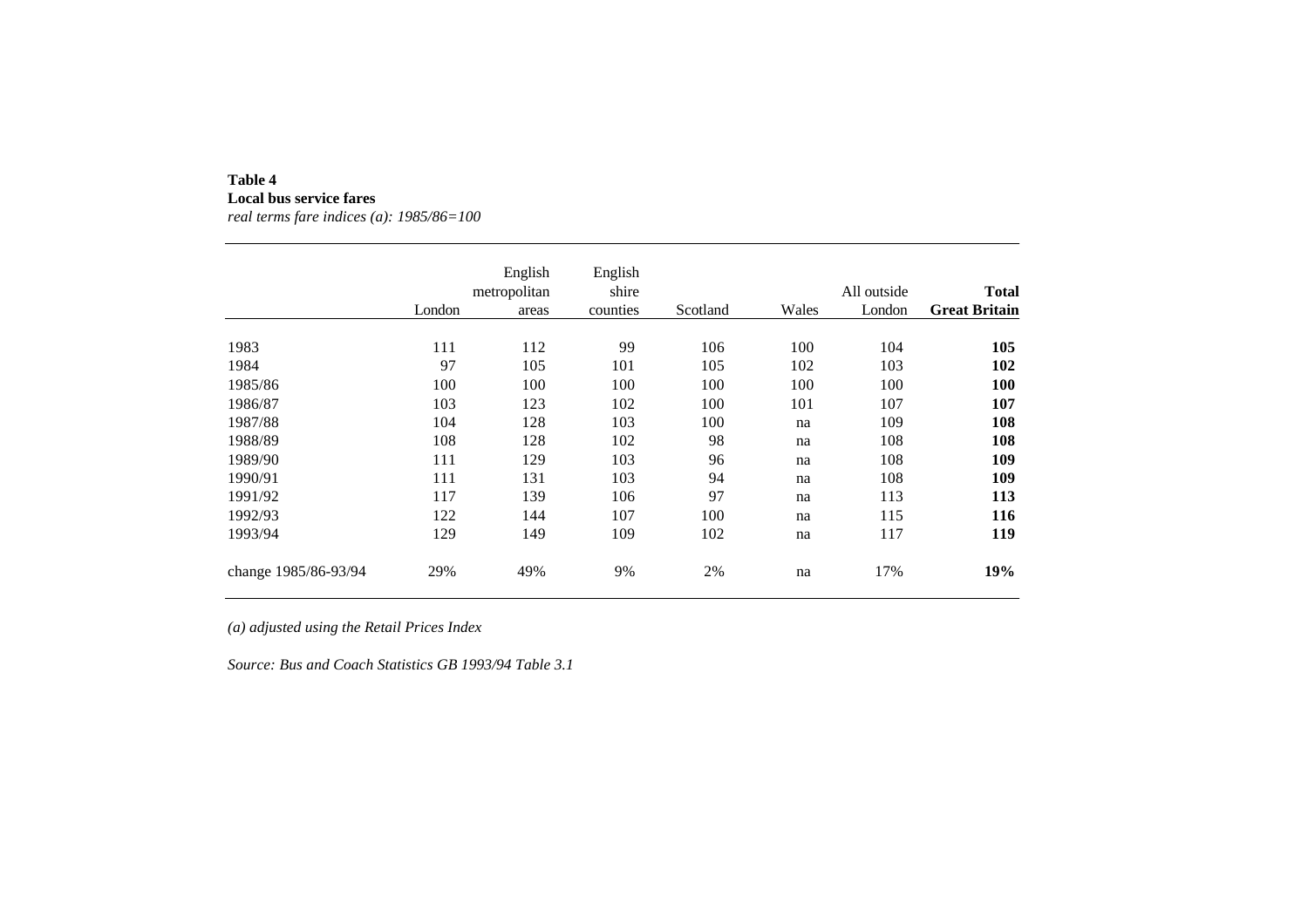**Table 4**
**Local bus service fares**
*real terms fare indices (a): 1985/86=100*

| | London | English metropolitan areas | English shire counties | Scotland | Wales | All outside London | **Total Great Britain** |
|---|---|---|---|---|---|---|---|
| 1983 | 111 | 112 | 99 | 106 | 100 | 104 | **105** |
| 1984 | 97 | 105 | 101 | 105 | 102 | 103 | **102** |
| 1985/86 | 100 | 100 | 100 | 100 | 100 | 100 | **100** |
| 1986/87 | 103 | 123 | 102 | 100 | 101 | 107 | **107** |
| 1987/88 | 104 | 128 | 103 | 100 | na | 109 | **108** |
| 1988/89 | 108 | 128 | 102 | 98 | na | 108 | **108** |
| 1989/90 | 111 | 129 | 103 | 96 | na | 108 | **109** |
| 1990/91 | 111 | 131 | 103 | 94 | na | 108 | **109** |
| 1991/92 | 117 | 139 | 106 | 97 | na | 113 | **113** |
| 1992/93 | 122 | 144 | 107 | 100 | na | 115 | **116** |
| 1993/94 | 129 | 149 | 109 | 102 | na | 117 | **119** |
| change 1985/86-93/94 | 29% | 49% | 9% | 2% | na | 17% | **19%** |

*(a) adjusted using the Retail Prices Index*

*Source: Bus and Coach Statistics GB 1993/94 Table 3.1*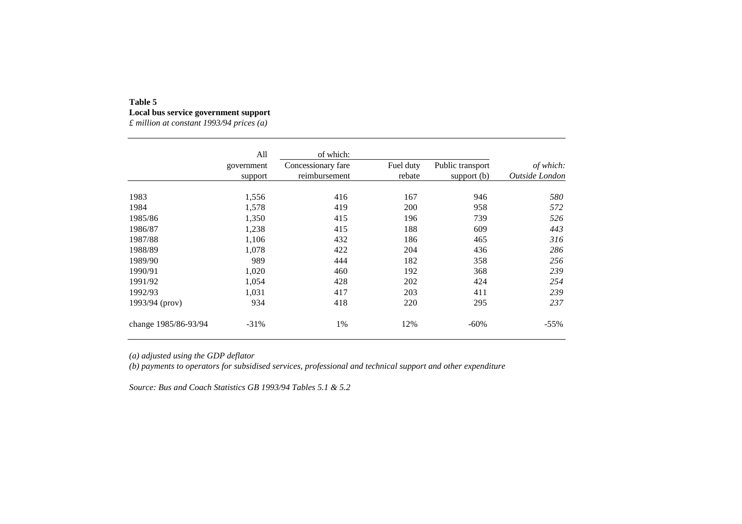**Table 5**
**Local bus service government support**
*£ million at constant 1993/94 prices (a)*

| | All government support | of which: Concessionary fare reimbursement | Fuel duty rebate | Public transport support (b) | *of which: Outside London* |
|---|---|---|---|---|---|
| 1983 | 1,556 | 416 | 167 | 946 | *580* |
| 1984 | 1,578 | 419 | 200 | 958 | *572* |
| 1985/86 | 1,350 | 415 | 196 | 739 | *526* |
| 1986/87 | 1,238 | 415 | 188 | 609 | *443* |
| 1987/88 | 1,106 | 432 | 186 | 465 | *316* |
| 1988/89 | 1,078 | 422 | 204 | 436 | *286* |
| 1989/90 | 989 | 444 | 182 | 358 | *256* |
| 1990/91 | 1,020 | 460 | 192 | 368 | *239* |
| 1991/92 | 1,054 | 428 | 202 | 424 | *254* |
| 1992/93 | 1,031 | 417 | 203 | 411 | *239* |
| 1993/94 (prov) | 934 | 418 | 220 | 295 | *237* |
| change 1985/86-93/94 | -31% | 1% | 12% | -60% | -55% |

*(a) adjusted using the GDP deflator*
*(b) payments to operators for subsidised services, professional and technical support and other expenditure*

*Source: Bus and Coach Statistics GB 1993/94 Tables 5.1 & 5.2*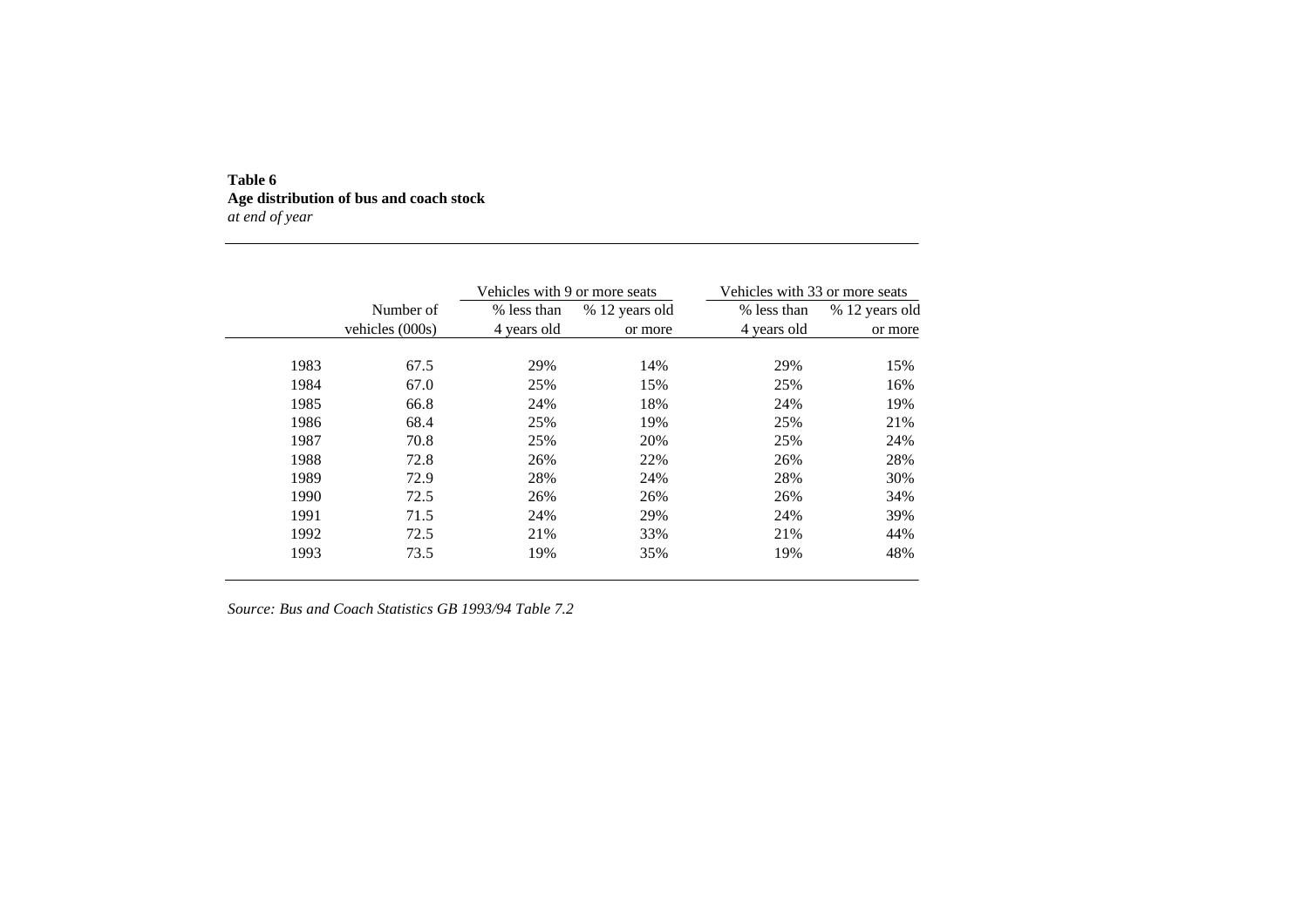**Table 6**
**Age distribution of bus and coach stock**
*at end of year*

| | Number of vehicles (000s) | Vehicles with 9 or more seats | | Vehicles with 33 or more seats | |
|---|---|---|---|---|---|
| | | % less than 4 years old | % 12 years old or more | % less than 4 years old | % 12 years old or more |
| 1983 | 67.5 | 29% | 14% | 29% | 15% |
| 1984 | 67.0 | 25% | 15% | 25% | 16% |
| 1985 | 66.8 | 24% | 18% | 24% | 19% |
| 1986 | 68.4 | 25% | 19% | 25% | 21% |
| 1987 | 70.8 | 25% | 20% | 25% | 24% |
| 1988 | 72.8 | 26% | 22% | 26% | 28% |
| 1989 | 72.9 | 28% | 24% | 28% | 30% |
| 1990 | 72.5 | 26% | 26% | 26% | 34% |
| 1991 | 71.5 | 24% | 29% | 24% | 39% |
| 1992 | 72.5 | 21% | 33% | 21% | 44% |
| 1993 | 73.5 | 19% | 35% | 19% | 48% |

*Source: Bus and Coach Statistics GB 1993/94 Table 7.2*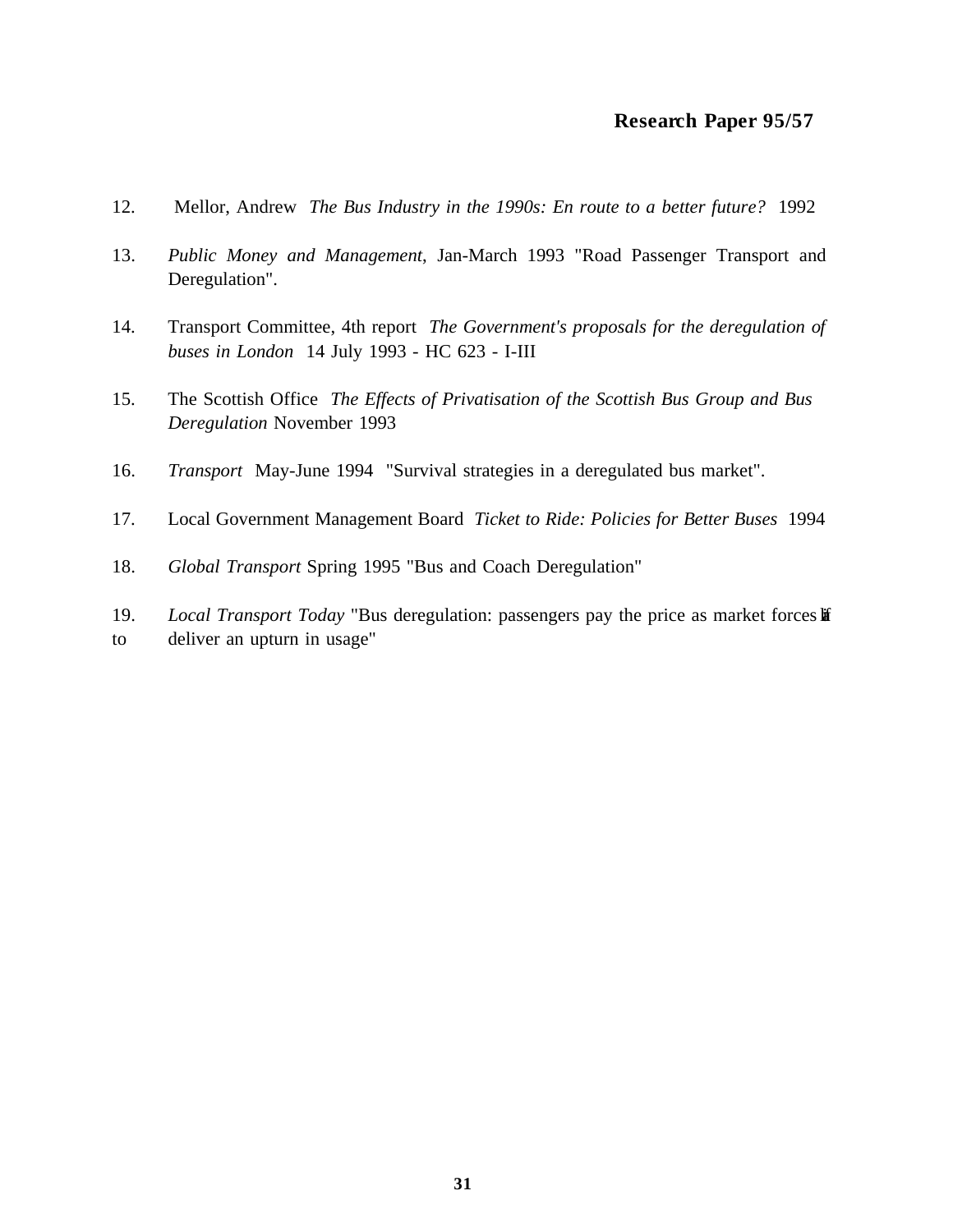12. Mellor, Andrew *The Bus Industry in the 1990s: En route to a better future?* 1992

13. *Public Money and Management*, Jan-March 1993 "Road Passenger Transport and Deregulation".

14. Transport Committee, 4th report *The Government's proposals for the deregulation of buses in London* 14 July 1993 - HC 623 - I-III

15. The Scottish Office *The Effects of Privatisation of the Scottish Bus Group and Bus Deregulation* November 1993

16. *Transport* May-June 1994 "Survival strategies in a deregulated bus market".

17. Local Government Management Board *Ticket to Ride: Policies for Better Buses* 1994

18. *Global Transport* Spring 1995 "Bus and Coach Deregulation"

19. *Local Transport Today* "Bus deregulation: passengers pay the price as market forces fail to deliver an upturn in usage"